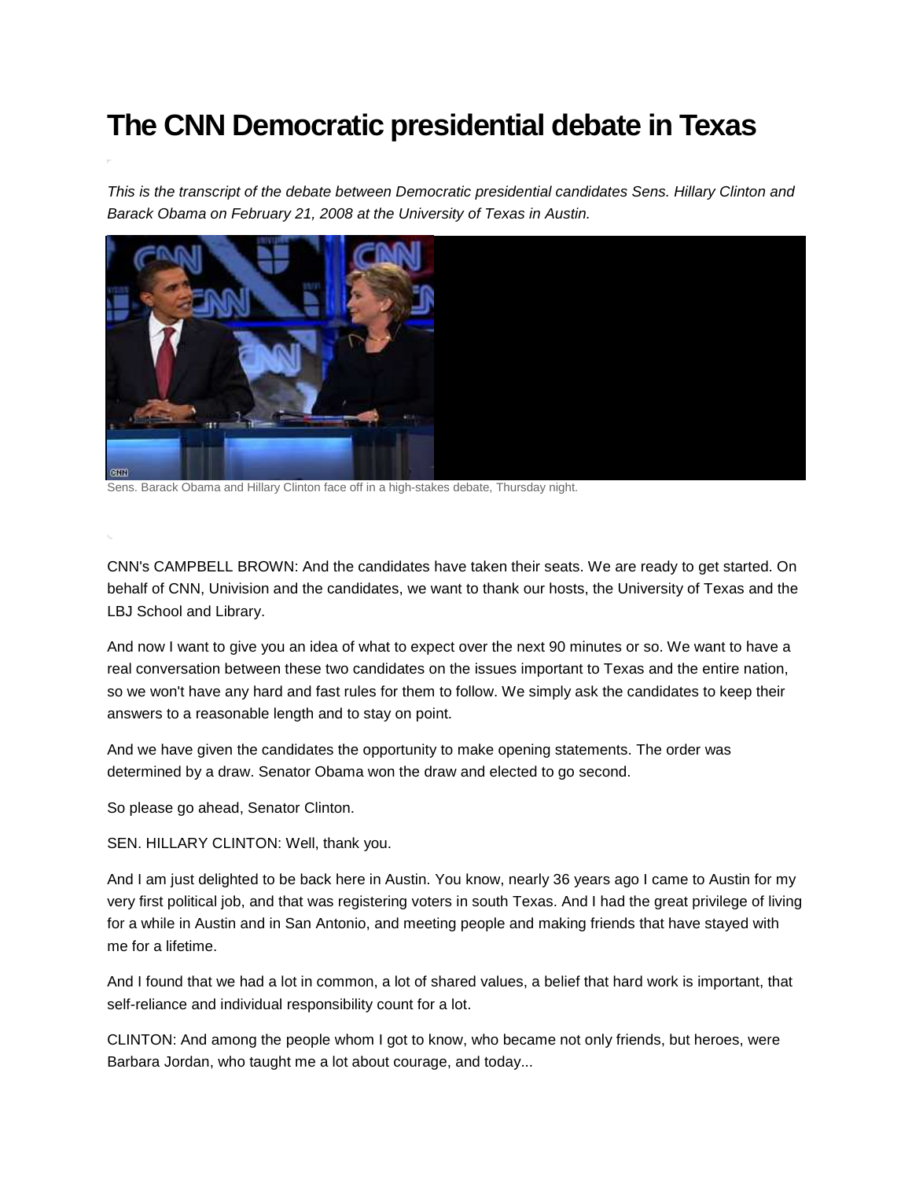# The CNN Democratic presidential debate in Texas

*This is the transcript of the debate between Democratic presidential candidates Sens. Hillary Clinton and Barack Obama on February 21, 2008 at the University of Texas in Austin.*

Sens. Barack Obama and Hillary Clinton face off in a high-stakes debate, Thursday night.

CNN's CAMPBELL BROWN: And the candidates have taken their seats. We are ready to get started. On behalf of CNN, Univision and the candidates, we want to thank our hosts, the University of Texas and the LBJ School and Library.

And now I want to give you an idea of what to expect over the next 90 minutes or so. We want to have a real conversation between these two candidates on the issues important to Texas and the entire nation, so we won't have any hard and fast rules for them to follow. We simply ask the candidates to keep their answers to a reasonable length and to stay on point.

And we have given the candidates the opportunity to make opening statements. The order was determined by a draw. Senator Obama won the draw and elected to go second.

So please go ahead, Senator Clinton.

SEN. HILLARY CLINTON: Well, thank you.

And I am just delighted to be back here in Austin. You know, nearly 36 years ago I came to Austin for my very first political job, and that was registering voters in south Texas. And I had the great privilege of living for a while in Austin and in San Antonio, and meeting people and making friends that have stayed with me for a lifetime.

And I found that we had a lot in common, a lot of shared values, a belief that hard work is important, that self-reliance and individual responsibility count for a lot.

CLINTON: And among the people whom I got to know, who became not only friends, but heroes, were Barbara Jordan, who taught me a lot about courage, and today...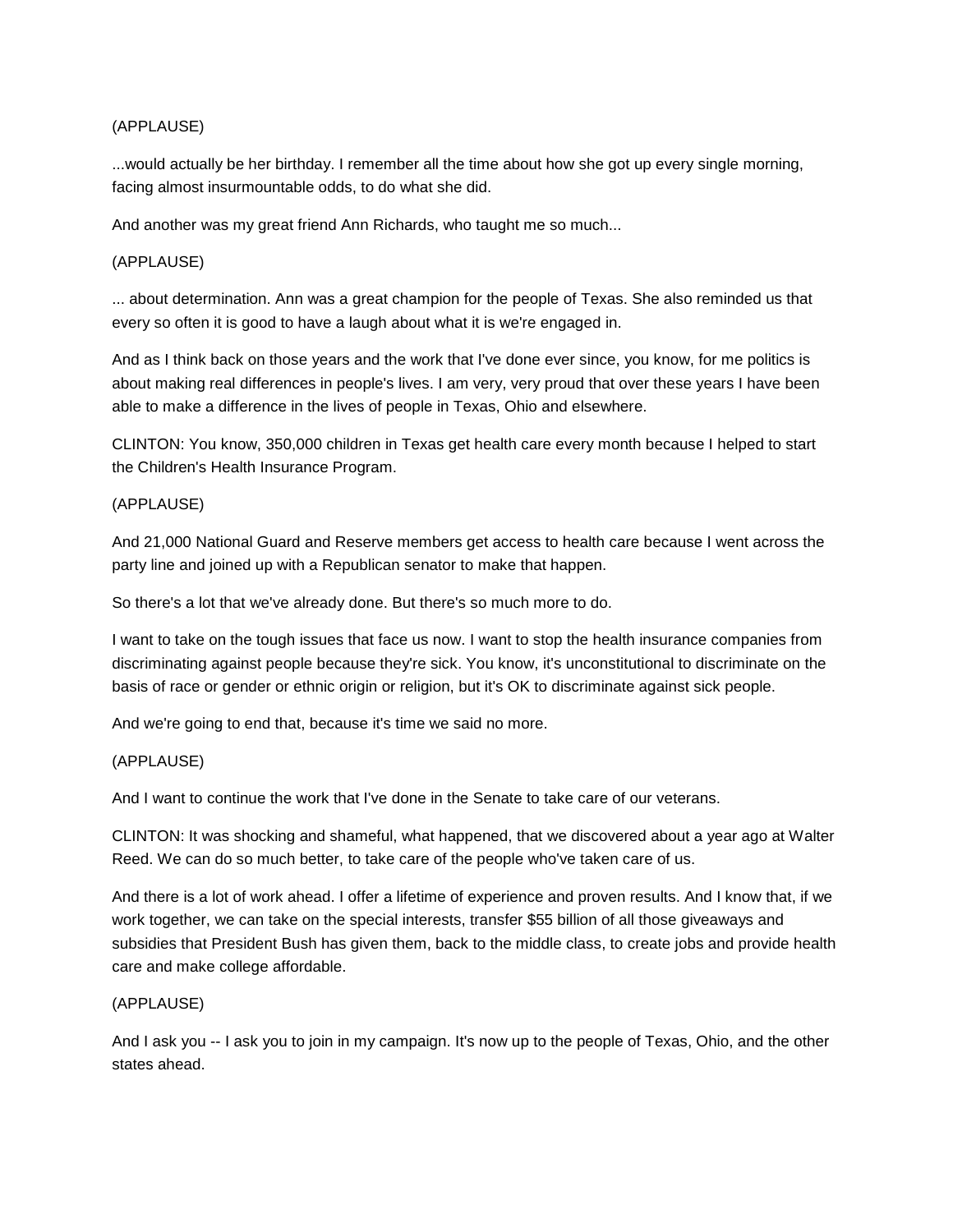(APPLAUSE)

...would actually be her birthday. I remember all the time about how she got up every single morning, facing almost insurmountable odds, to do what she did.

And another was my great friend Ann Richards, who taught me so much...

(APPLAUSE)

... about determination. Ann was a great champion for the people of Texas. She also reminded us that every so often it is good to have a laugh about what it is we're engaged in.

And as I think back on those years and the work that I've done ever since, you know, for me politics is about making real differences in people's lives. I am very, very proud that over these years I have been able to make a difference in the lives of people in Texas, Ohio and elsewhere.

CLINTON: You know, 350,000 children in Texas get health care every month because I helped to start the Children's Health Insurance Program.

(APPLAUSE)

And 21,000 National Guard and Reserve members get access to health care because I went across the party line and joined up with a Republican senator to make that happen.

So there's a lot that we've already done. But there's so much more to do.

I want to take on the tough issues that face us now. I want to stop the health insurance companies from discriminating against people because they're sick. You know, it's unconstitutional to discriminate on the basis of race or gender or ethnic origin or religion, but it's OK to discriminate against sick people.

And we're going to end that, because it's time we said no more.

(APPLAUSE)

And I want to continue the work that I've done in the Senate to take care of our veterans.

CLINTON: It was shocking and shameful, what happened, that we discovered about a year ago at Walter Reed. We can do so much better, to take care of the people who've taken care of us.

And there is a lot of work ahead. I offer a lifetime of experience and proven results. And I know that, if we work together, we can take on the special interests, transfer $55 billion of all those giveaways and subsidies that President Bush has given them, back to the middle class, to create jobs and provide health care and make college affordable.

(APPLAUSE)

And I ask you -- I ask you to join in my campaign. It's now up to the people of Texas, Ohio, and the other states ahead.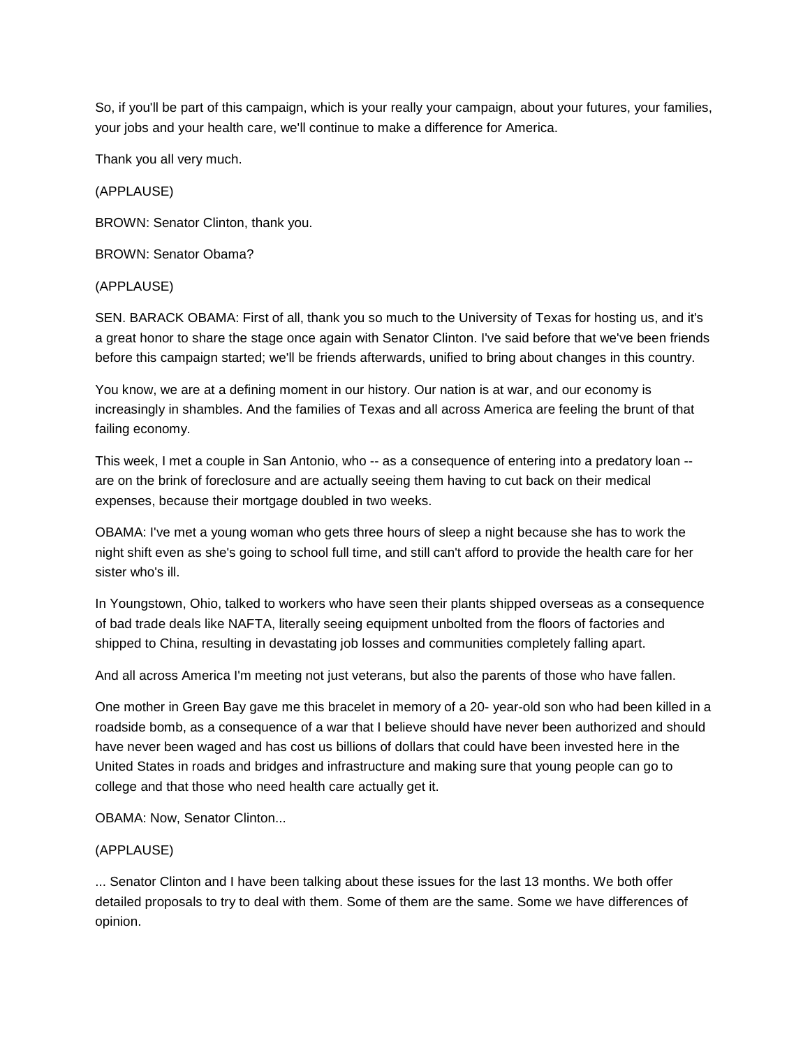So, if you'll be part of this campaign, which is your really your campaign, about your futures, your families, your jobs and your health care, we'll continue to make a difference for America.

Thank you all very much.

(APPLAUSE)

BROWN: Senator Clinton, thank you.

BROWN: Senator Obama?

(APPLAUSE)

SEN. BARACK OBAMA: First of all, thank you so much to the University of Texas for hosting us, and it's a great honor to share the stage once again with Senator Clinton. I've said before that we've been friends before this campaign started; we'll be friends afterwards, unified to bring about changes in this country.

You know, we are at a defining moment in our history. Our nation is at war, and our economy is increasingly in shambles. And the families of Texas and all across America are feeling the brunt of that failing economy.

This week, I met a couple in San Antonio, who -- as a consequence of entering into a predatory loan -- are on the brink of foreclosure and are actually seeing them having to cut back on their medical expenses, because their mortgage doubled in two weeks.

OBAMA: I've met a young woman who gets three hours of sleep a night because she has to work the night shift even as she's going to school full time, and still can't afford to provide the health care for her sister who's ill.

In Youngstown, Ohio, talked to workers who have seen their plants shipped overseas as a consequence of bad trade deals like NAFTA, literally seeing equipment unbolted from the floors of factories and shipped to China, resulting in devastating job losses and communities completely falling apart.

And all across America I'm meeting not just veterans, but also the parents of those who have fallen.

One mother in Green Bay gave me this bracelet in memory of a 20- year-old son who had been killed in a roadside bomb, as a consequence of a war that I believe should have never been authorized and should have never been waged and has cost us billions of dollars that could have been invested here in the United States in roads and bridges and infrastructure and making sure that young people can go to college and that those who need health care actually get it.

OBAMA: Now, Senator Clinton...

(APPLAUSE)

... Senator Clinton and I have been talking about these issues for the last 13 months. We both offer detailed proposals to try to deal with them. Some of them are the same. Some we have differences of opinion.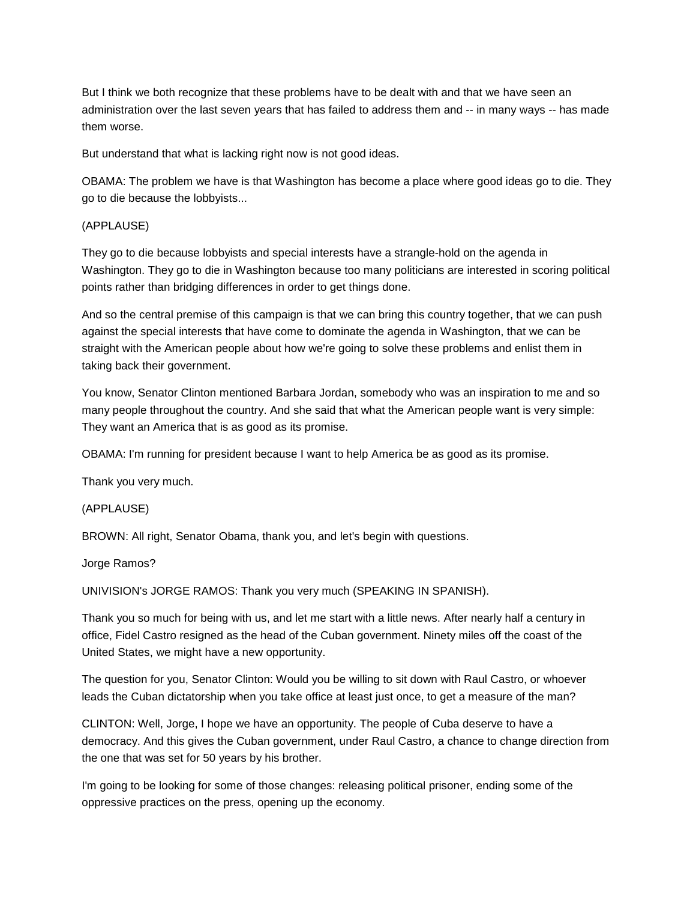But I think we both recognize that these problems have to be dealt with and that we have seen an administration over the last seven years that has failed to address them and -- in many ways -- has made them worse.

But understand that what is lacking right now is not good ideas.

OBAMA: The problem we have is that Washington has become a place where good ideas go to die. They go to die because the lobbyists...

(APPLAUSE)

They go to die because lobbyists and special interests have a strangle-hold on the agenda in Washington. They go to die in Washington because too many politicians are interested in scoring political points rather than bridging differences in order to get things done.

And so the central premise of this campaign is that we can bring this country together, that we can push against the special interests that have come to dominate the agenda in Washington, that we can be straight with the American people about how we're going to solve these problems and enlist them in taking back their government.

You know, Senator Clinton mentioned Barbara Jordan, somebody who was an inspiration to me and so many people throughout the country. And she said that what the American people want is very simple: They want an America that is as good as its promise.

OBAMA: I'm running for president because I want to help America be as good as its promise.

Thank you very much.

(APPLAUSE)

BROWN: All right, Senator Obama, thank you, and let's begin with questions.

Jorge Ramos?

UNIVISION's JORGE RAMOS: Thank you very much (SPEAKING IN SPANISH).

Thank you so much for being with us, and let me start with a little news. After nearly half a century in office, Fidel Castro resigned as the head of the Cuban government. Ninety miles off the coast of the United States, we might have a new opportunity.

The question for you, Senator Clinton: Would you be willing to sit down with Raul Castro, or whoever leads the Cuban dictatorship when you take office at least just once, to get a measure of the man?

CLINTON: Well, Jorge, I hope we have an opportunity. The people of Cuba deserve to have a democracy. And this gives the Cuban government, under Raul Castro, a chance to change direction from the one that was set for 50 years by his brother.

I'm going to be looking for some of those changes: releasing political prisoner, ending some of the oppressive practices on the press, opening up the economy.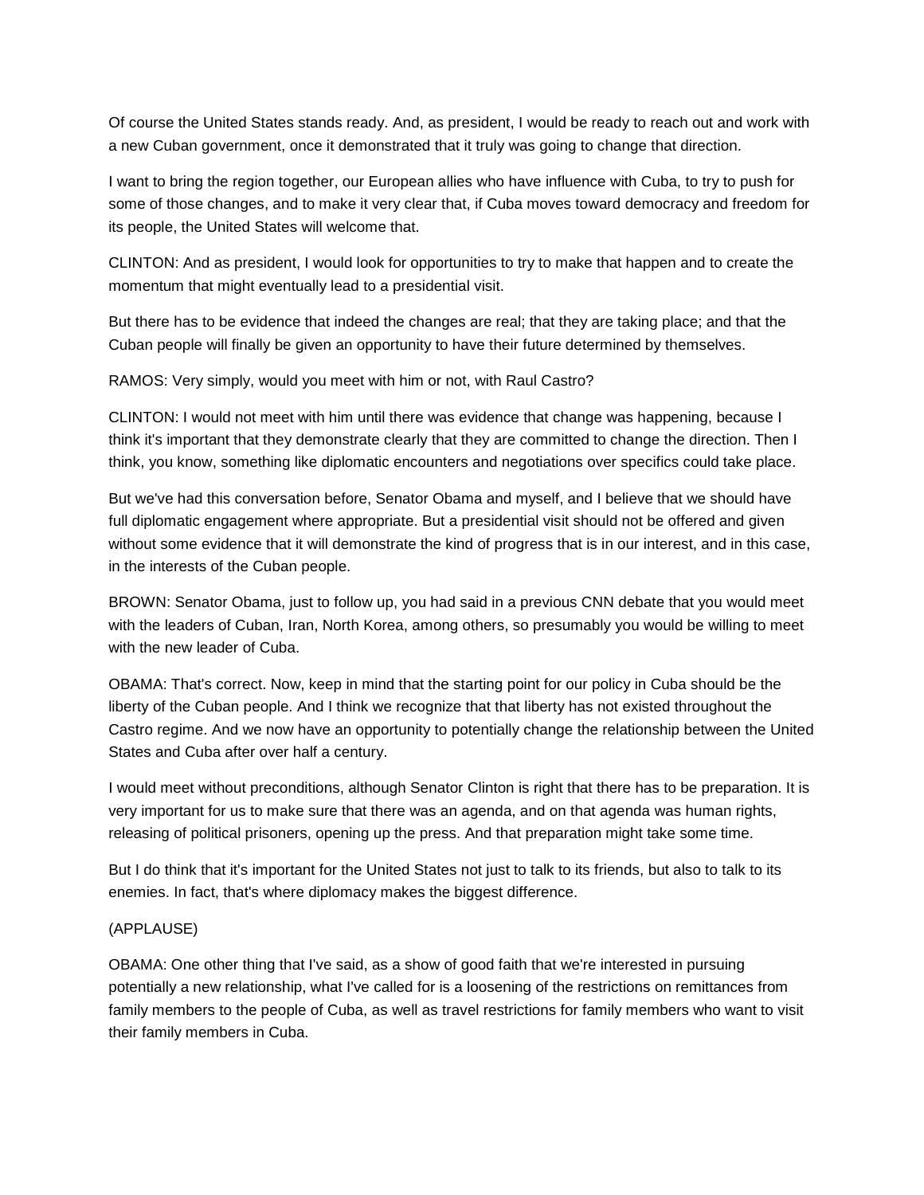Of course the United States stands ready. And, as president, I would be ready to reach out and work with a new Cuban government, once it demonstrated that it truly was going to change that direction.

I want to bring the region together, our European allies who have influence with Cuba, to try to push for some of those changes, and to make it very clear that, if Cuba moves toward democracy and freedom for its people, the United States will welcome that.

CLINTON: And as president, I would look for opportunities to try to make that happen and to create the momentum that might eventually lead to a presidential visit.

But there has to be evidence that indeed the changes are real; that they are taking place; and that the Cuban people will finally be given an opportunity to have their future determined by themselves.

RAMOS: Very simply, would you meet with him or not, with Raul Castro?

CLINTON: I would not meet with him until there was evidence that change was happening, because I think it's important that they demonstrate clearly that they are committed to change the direction. Then I think, you know, something like diplomatic encounters and negotiations over specifics could take place.

But we've had this conversation before, Senator Obama and myself, and I believe that we should have full diplomatic engagement where appropriate. But a presidential visit should not be offered and given without some evidence that it will demonstrate the kind of progress that is in our interest, and in this case, in the interests of the Cuban people.

BROWN: Senator Obama, just to follow up, you had said in a previous CNN debate that you would meet with the leaders of Cuban, Iran, North Korea, among others, so presumably you would be willing to meet with the new leader of Cuba.

OBAMA: That's correct. Now, keep in mind that the starting point for our policy in Cuba should be the liberty of the Cuban people. And I think we recognize that that liberty has not existed throughout the Castro regime. And we now have an opportunity to potentially change the relationship between the United States and Cuba after over half a century.

I would meet without preconditions, although Senator Clinton is right that there has to be preparation. It is very important for us to make sure that there was an agenda, and on that agenda was human rights, releasing of political prisoners, opening up the press. And that preparation might take some time.

But I do think that it's important for the United States not just to talk to its friends, but also to talk to its enemies. In fact, that's where diplomacy makes the biggest difference.

(APPLAUSE)

OBAMA: One other thing that I've said, as a show of good faith that we're interested in pursuing potentially a new relationship, what I've called for is a loosening of the restrictions on remittances from family members to the people of Cuba, as well as travel restrictions for family members who want to visit their family members in Cuba.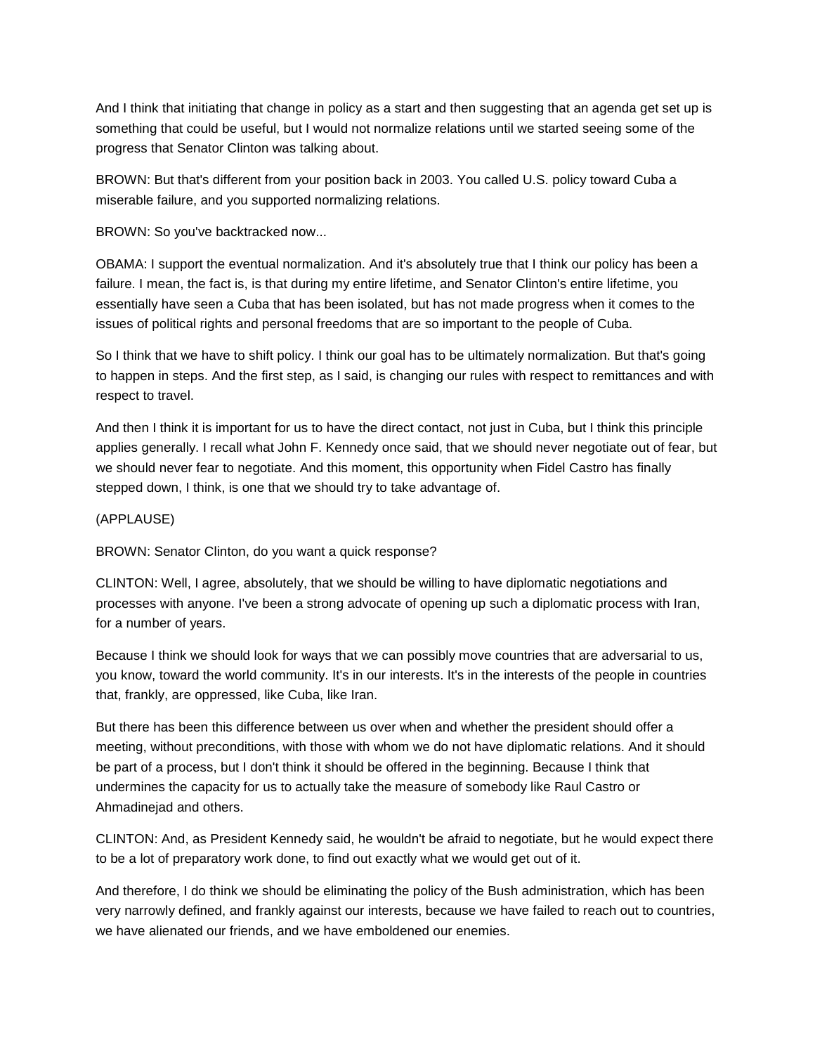And I think that initiating that change in policy as a start and then suggesting that an agenda get set up is something that could be useful, but I would not normalize relations until we started seeing some of the progress that Senator Clinton was talking about.

BROWN: But that's different from your position back in 2003. You called U.S. policy toward Cuba a miserable failure, and you supported normalizing relations.

BROWN: So you've backtracked now...

OBAMA: I support the eventual normalization. And it's absolutely true that I think our policy has been a failure. I mean, the fact is, is that during my entire lifetime, and Senator Clinton's entire lifetime, you essentially have seen a Cuba that has been isolated, but has not made progress when it comes to the issues of political rights and personal freedoms that are so important to the people of Cuba.

So I think that we have to shift policy. I think our goal has to be ultimately normalization. But that's going to happen in steps. And the first step, as I said, is changing our rules with respect to remittances and with respect to travel.

And then I think it is important for us to have the direct contact, not just in Cuba, but I think this principle applies generally. I recall what John F. Kennedy once said, that we should never negotiate out of fear, but we should never fear to negotiate. And this moment, this opportunity when Fidel Castro has finally stepped down, I think, is one that we should try to take advantage of.

(APPLAUSE)

BROWN: Senator Clinton, do you want a quick response?

CLINTON: Well, I agree, absolutely, that we should be willing to have diplomatic negotiations and processes with anyone. I've been a strong advocate of opening up such a diplomatic process with Iran, for a number of years.

Because I think we should look for ways that we can possibly move countries that are adversarial to us, you know, toward the world community. It's in our interests. It's in the interests of the people in countries that, frankly, are oppressed, like Cuba, like Iran.

But there has been this difference between us over when and whether the president should offer a meeting, without preconditions, with those with whom we do not have diplomatic relations. And it should be part of a process, but I don't think it should be offered in the beginning. Because I think that undermines the capacity for us to actually take the measure of somebody like Raul Castro or Ahmadinejad and others.

CLINTON: And, as President Kennedy said, he wouldn't be afraid to negotiate, but he would expect there to be a lot of preparatory work done, to find out exactly what we would get out of it.

And therefore, I do think we should be eliminating the policy of the Bush administration, which has been very narrowly defined, and frankly against our interests, because we have failed to reach out to countries, we have alienated our friends, and we have emboldened our enemies.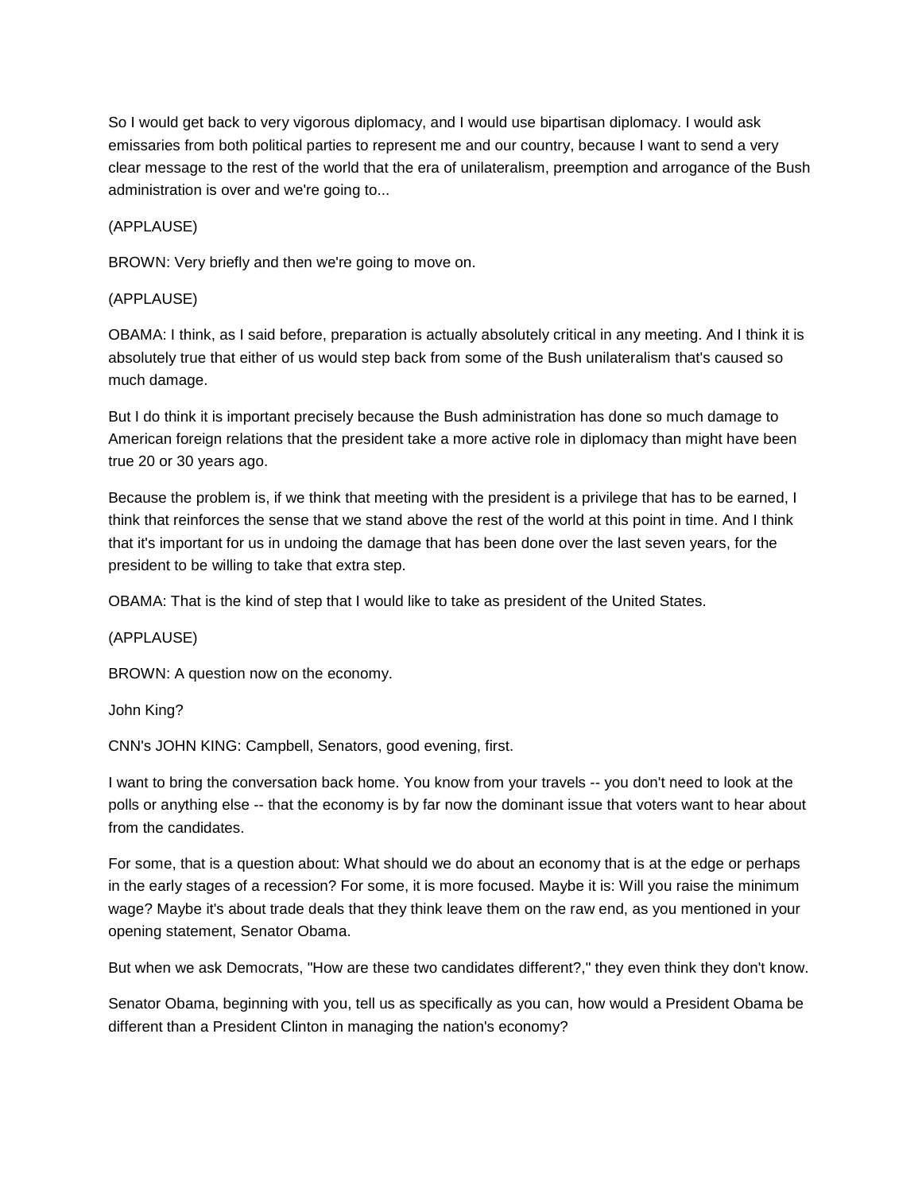So I would get back to very vigorous diplomacy, and I would use bipartisan diplomacy. I would ask emissaries from both political parties to represent me and our country, because I want to send a very clear message to the rest of the world that the era of unilateralism, preemption and arrogance of the Bush administration is over and we're going to...

(APPLAUSE)

BROWN: Very briefly and then we're going to move on.

(APPLAUSE)

OBAMA: I think, as I said before, preparation is actually absolutely critical in any meeting. And I think it is absolutely true that either of us would step back from some of the Bush unilateralism that's caused so much damage.

But I do think it is important precisely because the Bush administration has done so much damage to American foreign relations that the president take a more active role in diplomacy than might have been true 20 or 30 years ago.

Because the problem is, if we think that meeting with the president is a privilege that has to be earned, I think that reinforces the sense that we stand above the rest of the world at this point in time. And I think that it's important for us in undoing the damage that has been done over the last seven years, for the president to be willing to take that extra step.

OBAMA: That is the kind of step that I would like to take as president of the United States.

(APPLAUSE)

BROWN: A question now on the economy.

John King?

CNN's JOHN KING: Campbell, Senators, good evening, first.

I want to bring the conversation back home. You know from your travels -- you don't need to look at the polls or anything else -- that the economy is by far now the dominant issue that voters want to hear about from the candidates.

For some, that is a question about: What should we do about an economy that is at the edge or perhaps in the early stages of a recession? For some, it is more focused. Maybe it is: Will you raise the minimum wage? Maybe it's about trade deals that they think leave them on the raw end, as you mentioned in your opening statement, Senator Obama.

But when we ask Democrats, "How are these two candidates different?," they even think they don't know.

Senator Obama, beginning with you, tell us as specifically as you can, how would a President Obama be different than a President Clinton in managing the nation's economy?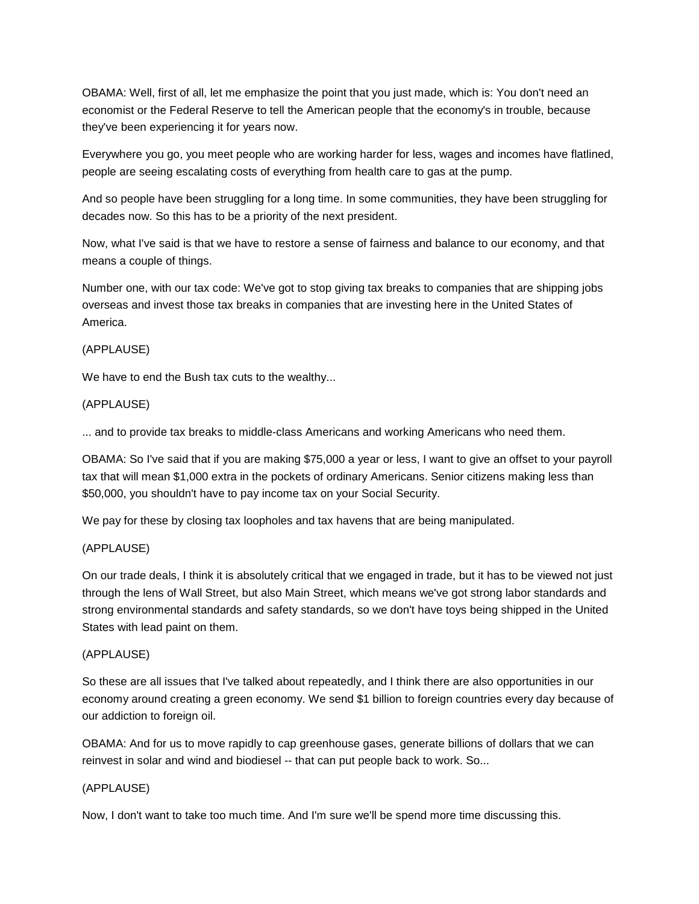OBAMA: Well, first of all, let me emphasize the point that you just made, which is: You don't need an economist or the Federal Reserve to tell the American people that the economy's in trouble, because they've been experiencing it for years now.

Everywhere you go, you meet people who are working harder for less, wages and incomes have flatlined, people are seeing escalating costs of everything from health care to gas at the pump.

And so people have been struggling for a long time. In some communities, they have been struggling for decades now. So this has to be a priority of the next president.

Now, what I've said is that we have to restore a sense of fairness and balance to our economy, and that means a couple of things.

Number one, with our tax code: We've got to stop giving tax breaks to companies that are shipping jobs overseas and invest those tax breaks in companies that are investing here in the United States of America.

(APPLAUSE)

We have to end the Bush tax cuts to the wealthy...

(APPLAUSE)

... and to provide tax breaks to middle-class Americans and working Americans who need them.

OBAMA: So I've said that if you are making $75,000 a year or less, I want to give an offset to your payroll tax that will mean $1,000 extra in the pockets of ordinary Americans. Senior citizens making less than $50,000, you shouldn't have to pay income tax on your Social Security.

We pay for these by closing tax loopholes and tax havens that are being manipulated.

(APPLAUSE)

On our trade deals, I think it is absolutely critical that we engaged in trade, but it has to be viewed not just through the lens of Wall Street, but also Main Street, which means we've got strong labor standards and strong environmental standards and safety standards, so we don't have toys being shipped in the United States with lead paint on them.

(APPLAUSE)

So these are all issues that I've talked about repeatedly, and I think there are also opportunities in our economy around creating a green economy. We send $1 billion to foreign countries every day because of our addiction to foreign oil.

OBAMA: And for us to move rapidly to cap greenhouse gases, generate billions of dollars that we can reinvest in solar and wind and biodiesel -- that can put people back to work. So...

(APPLAUSE)

Now, I don't want to take too much time. And I'm sure we'll be spend more time discussing this.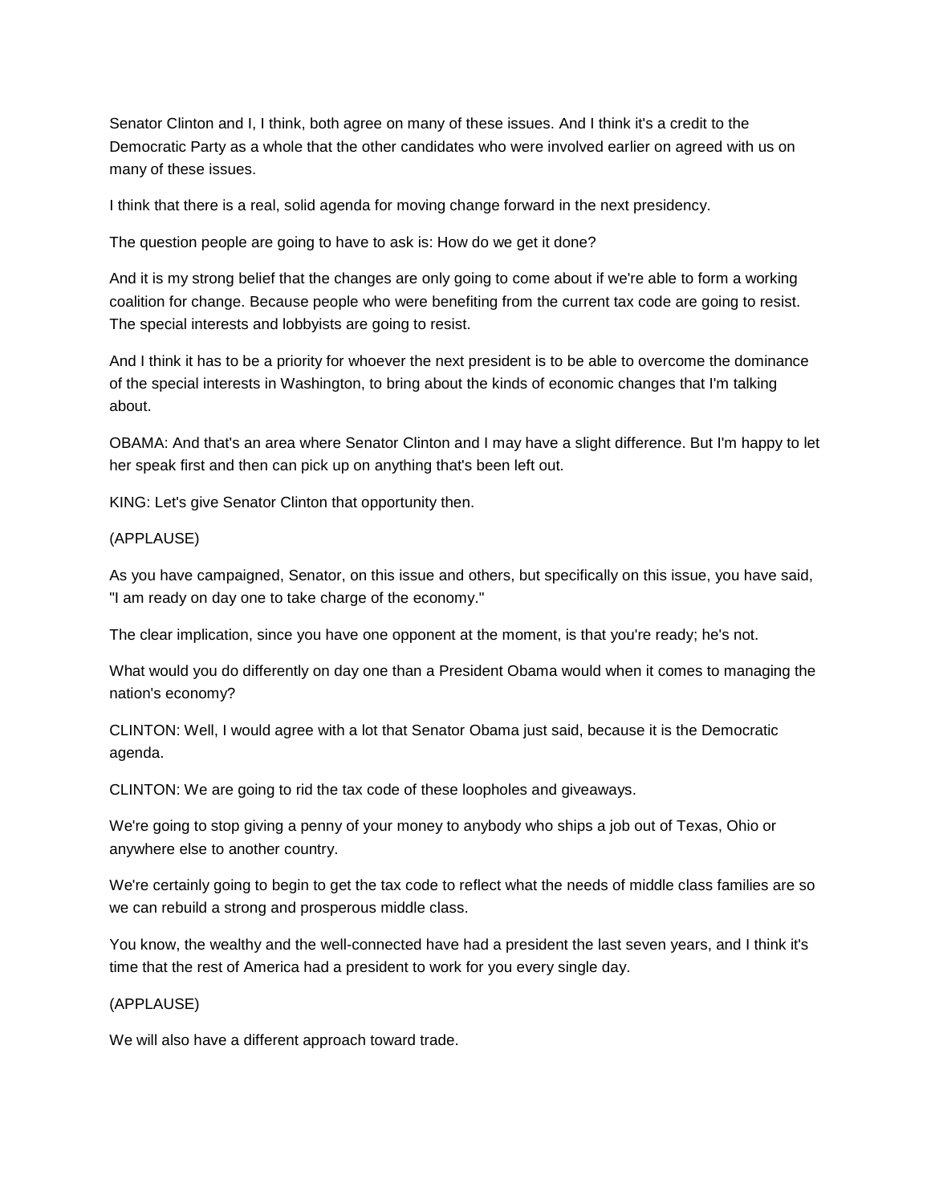Senator Clinton and I, I think, both agree on many of these issues. And I think it's a credit to the Democratic Party as a whole that the other candidates who were involved earlier on agreed with us on many of these issues.

I think that there is a real, solid agenda for moving change forward in the next presidency.

The question people are going to have to ask is: How do we get it done?

And it is my strong belief that the changes are only going to come about if we're able to form a working coalition for change. Because people who were benefiting from the current tax code are going to resist. The special interests and lobbyists are going to resist.

And I think it has to be a priority for whoever the next president is to be able to overcome the dominance of the special interests in Washington, to bring about the kinds of economic changes that I'm talking about.

OBAMA: And that's an area where Senator Clinton and I may have a slight difference. But I'm happy to let her speak first and then can pick up on anything that's been left out.

KING: Let's give Senator Clinton that opportunity then.

(APPLAUSE)

As you have campaigned, Senator, on this issue and others, but specifically on this issue, you have said, "I am ready on day one to take charge of the economy."

The clear implication, since you have one opponent at the moment, is that you're ready; he's not.

What would you do differently on day one than a President Obama would when it comes to managing the nation's economy?

CLINTON: Well, I would agree with a lot that Senator Obama just said, because it is the Democratic agenda.

CLINTON: We are going to rid the tax code of these loopholes and giveaways.

We're going to stop giving a penny of your money to anybody who ships a job out of Texas, Ohio or anywhere else to another country.

We're certainly going to begin to get the tax code to reflect what the needs of middle class families are so we can rebuild a strong and prosperous middle class.

You know, the wealthy and the well-connected have had a president the last seven years, and I think it's time that the rest of America had a president to work for you every single day.

(APPLAUSE)

We will also have a different approach toward trade.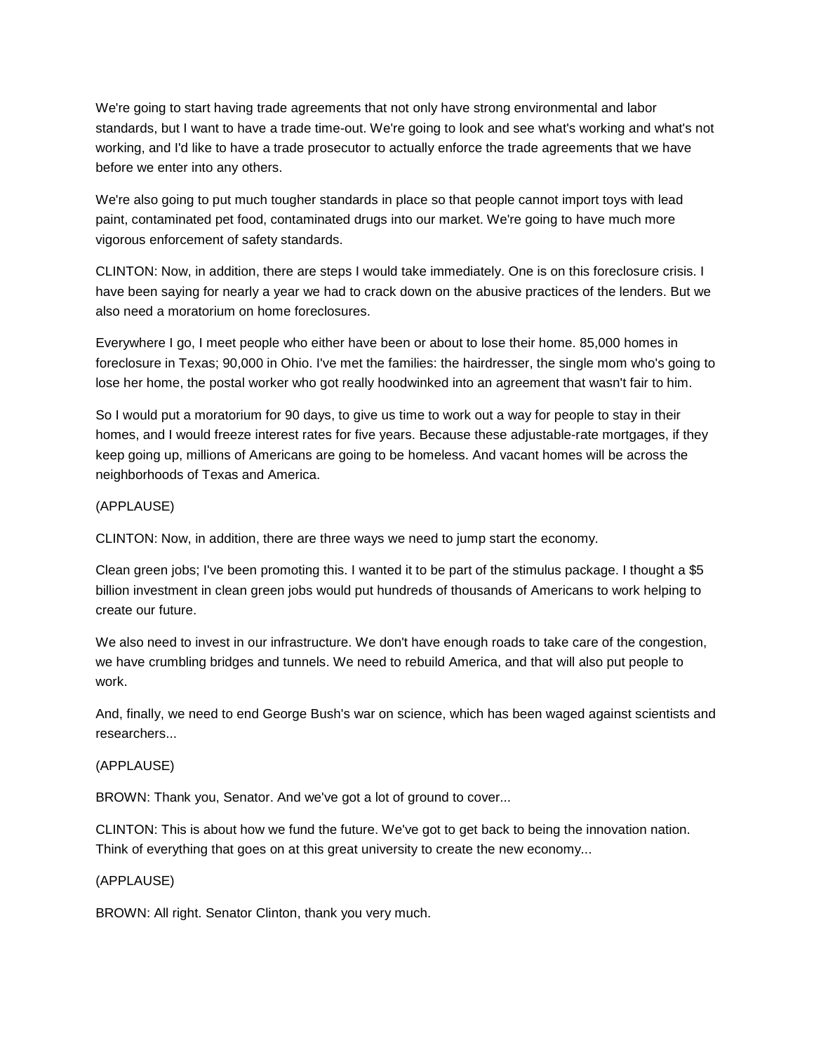We're going to start having trade agreements that not only have strong environmental and labor standards, but I want to have a trade time-out. We're going to look and see what's working and what's not working, and I'd like to have a trade prosecutor to actually enforce the trade agreements that we have before we enter into any others.

We're also going to put much tougher standards in place so that people cannot import toys with lead paint, contaminated pet food, contaminated drugs into our market. We're going to have much more vigorous enforcement of safety standards.

CLINTON: Now, in addition, there are steps I would take immediately. One is on this foreclosure crisis. I have been saying for nearly a year we had to crack down on the abusive practices of the lenders. But we also need a moratorium on home foreclosures.

Everywhere I go, I meet people who either have been or about to lose their home. 85,000 homes in foreclosure in Texas; 90,000 in Ohio. I've met the families: the hairdresser, the single mom who's going to lose her home, the postal worker who got really hoodwinked into an agreement that wasn't fair to him.

So I would put a moratorium for 90 days, to give us time to work out a way for people to stay in their homes, and I would freeze interest rates for five years. Because these adjustable-rate mortgages, if they keep going up, millions of Americans are going to be homeless. And vacant homes will be across the neighborhoods of Texas and America.

(APPLAUSE)

CLINTON: Now, in addition, there are three ways we need to jump start the economy.

Clean green jobs; I've been promoting this. I wanted it to be part of the stimulus package. I thought a $5 billion investment in clean green jobs would put hundreds of thousands of Americans to work helping to create our future.

We also need to invest in our infrastructure. We don't have enough roads to take care of the congestion, we have crumbling bridges and tunnels. We need to rebuild America, and that will also put people to work.

And, finally, we need to end George Bush's war on science, which has been waged against scientists and researchers...

(APPLAUSE)

BROWN: Thank you, Senator. And we've got a lot of ground to cover...

CLINTON: This is about how we fund the future. We've got to get back to being the innovation nation. Think of everything that goes on at this great university to create the new economy...

(APPLAUSE)

BROWN: All right. Senator Clinton, thank you very much.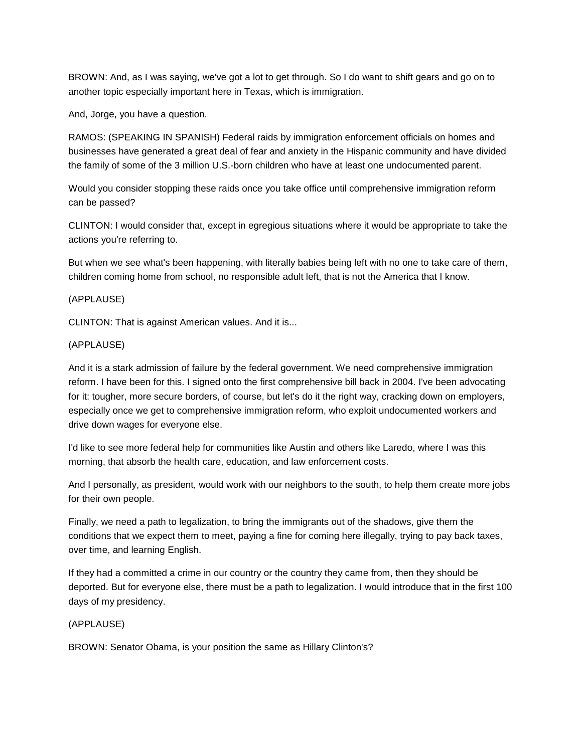BROWN: And, as I was saying, we've got a lot to get through. So I do want to shift gears and go on to another topic especially important here in Texas, which is immigration.

And, Jorge, you have a question.

RAMOS: (SPEAKING IN SPANISH) Federal raids by immigration enforcement officials on homes and businesses have generated a great deal of fear and anxiety in the Hispanic community and have divided the family of some of the 3 million U.S.-born children who have at least one undocumented parent.

Would you consider stopping these raids once you take office until comprehensive immigration reform can be passed?

CLINTON: I would consider that, except in egregious situations where it would be appropriate to take the actions you're referring to.

But when we see what's been happening, with literally babies being left with no one to take care of them, children coming home from school, no responsible adult left, that is not the America that I know.

(APPLAUSE)

CLINTON: That is against American values. And it is...

(APPLAUSE)

And it is a stark admission of failure by the federal government. We need comprehensive immigration reform. I have been for this. I signed onto the first comprehensive bill back in 2004. I've been advocating for it: tougher, more secure borders, of course, but let's do it the right way, cracking down on employers, especially once we get to comprehensive immigration reform, who exploit undocumented workers and drive down wages for everyone else.

I'd like to see more federal help for communities like Austin and others like Laredo, where I was this morning, that absorb the health care, education, and law enforcement costs.

And I personally, as president, would work with our neighbors to the south, to help them create more jobs for their own people.

Finally, we need a path to legalization, to bring the immigrants out of the shadows, give them the conditions that we expect them to meet, paying a fine for coming here illegally, trying to pay back taxes, over time, and learning English.

If they had a committed a crime in our country or the country they came from, then they should be deported. But for everyone else, there must be a path to legalization. I would introduce that in the first 100 days of my presidency.

(APPLAUSE)

BROWN: Senator Obama, is your position the same as Hillary Clinton's?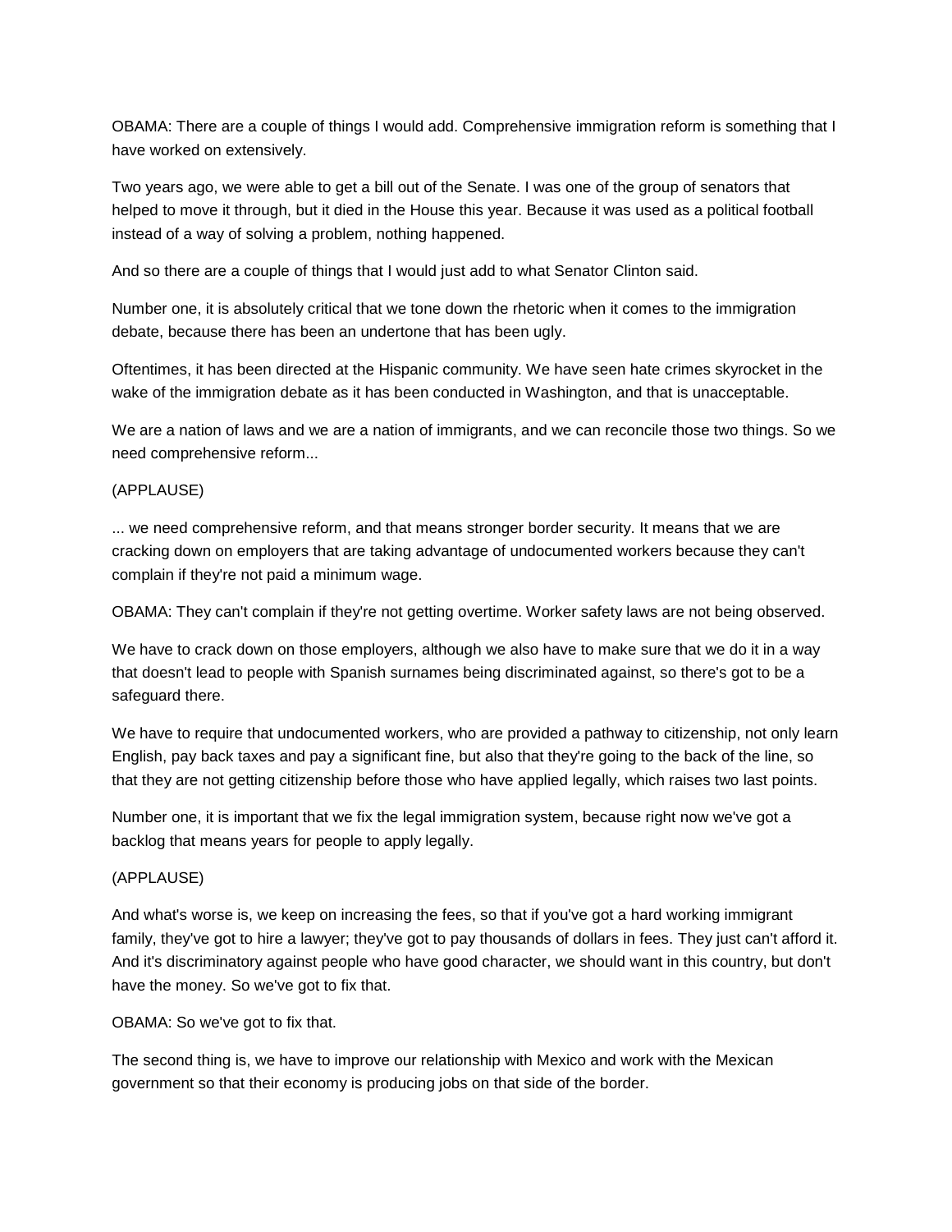OBAMA: There are a couple of things I would add. Comprehensive immigration reform is something that I have worked on extensively.

Two years ago, we were able to get a bill out of the Senate. I was one of the group of senators that helped to move it through, but it died in the House this year. Because it was used as a political football instead of a way of solving a problem, nothing happened.

And so there are a couple of things that I would just add to what Senator Clinton said.

Number one, it is absolutely critical that we tone down the rhetoric when it comes to the immigration debate, because there has been an undertone that has been ugly.

Oftentimes, it has been directed at the Hispanic community. We have seen hate crimes skyrocket in the wake of the immigration debate as it has been conducted in Washington, and that is unacceptable.

We are a nation of laws and we are a nation of immigrants, and we can reconcile those two things. So we need comprehensive reform...

(APPLAUSE)

... we need comprehensive reform, and that means stronger border security. It means that we are cracking down on employers that are taking advantage of undocumented workers because they can't complain if they're not paid a minimum wage.

OBAMA: They can't complain if they're not getting overtime. Worker safety laws are not being observed.

We have to crack down on those employers, although we also have to make sure that we do it in a way that doesn't lead to people with Spanish surnames being discriminated against, so there's got to be a safeguard there.

We have to require that undocumented workers, who are provided a pathway to citizenship, not only learn English, pay back taxes and pay a significant fine, but also that they're going to the back of the line, so that they are not getting citizenship before those who have applied legally, which raises two last points.

Number one, it is important that we fix the legal immigration system, because right now we've got a backlog that means years for people to apply legally.

(APPLAUSE)

And what's worse is, we keep on increasing the fees, so that if you've got a hard working immigrant family, they've got to hire a lawyer; they've got to pay thousands of dollars in fees. They just can't afford it. And it's discriminatory against people who have good character, we should want in this country, but don't have the money. So we've got to fix that.

OBAMA: So we've got to fix that.

The second thing is, we have to improve our relationship with Mexico and work with the Mexican government so that their economy is producing jobs on that side of the border.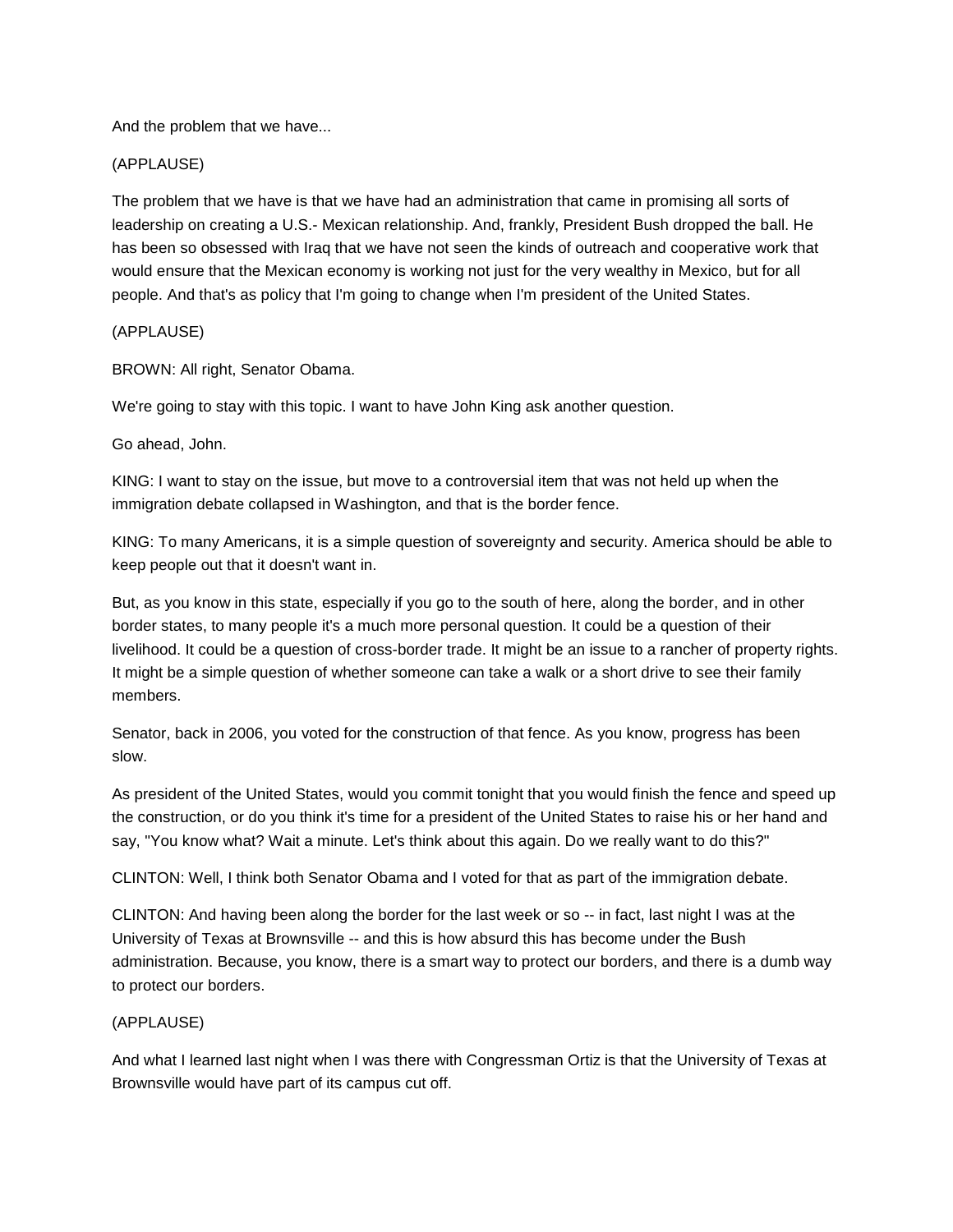And the problem that we have...

(APPLAUSE)

The problem that we have is that we have had an administration that came in promising all sorts of leadership on creating a U.S.- Mexican relationship. And, frankly, President Bush dropped the ball. He has been so obsessed with Iraq that we have not seen the kinds of outreach and cooperative work that would ensure that the Mexican economy is working not just for the very wealthy in Mexico, but for all people. And that's as policy that I'm going to change when I'm president of the United States.

(APPLAUSE)

BROWN: All right, Senator Obama.

We're going to stay with this topic. I want to have John King ask another question.

Go ahead, John.

KING: I want to stay on the issue, but move to a controversial item that was not held up when the immigration debate collapsed in Washington, and that is the border fence.

KING: To many Americans, it is a simple question of sovereignty and security. America should be able to keep people out that it doesn't want in.

But, as you know in this state, especially if you go to the south of here, along the border, and in other border states, to many people it's a much more personal question. It could be a question of their livelihood. It could be a question of cross-border trade. It might be an issue to a rancher of property rights. It might be a simple question of whether someone can take a walk or a short drive to see their family members.

Senator, back in 2006, you voted for the construction of that fence. As you know, progress has been slow.

As president of the United States, would you commit tonight that you would finish the fence and speed up the construction, or do you think it's time for a president of the United States to raise his or her hand and say, "You know what? Wait a minute. Let's think about this again. Do we really want to do this?"

CLINTON: Well, I think both Senator Obama and I voted for that as part of the immigration debate.

CLINTON: And having been along the border for the last week or so -- in fact, last night I was at the University of Texas at Brownsville -- and this is how absurd this has become under the Bush administration. Because, you know, there is a smart way to protect our borders, and there is a dumb way to protect our borders.

(APPLAUSE)

And what I learned last night when I was there with Congressman Ortiz is that the University of Texas at Brownsville would have part of its campus cut off.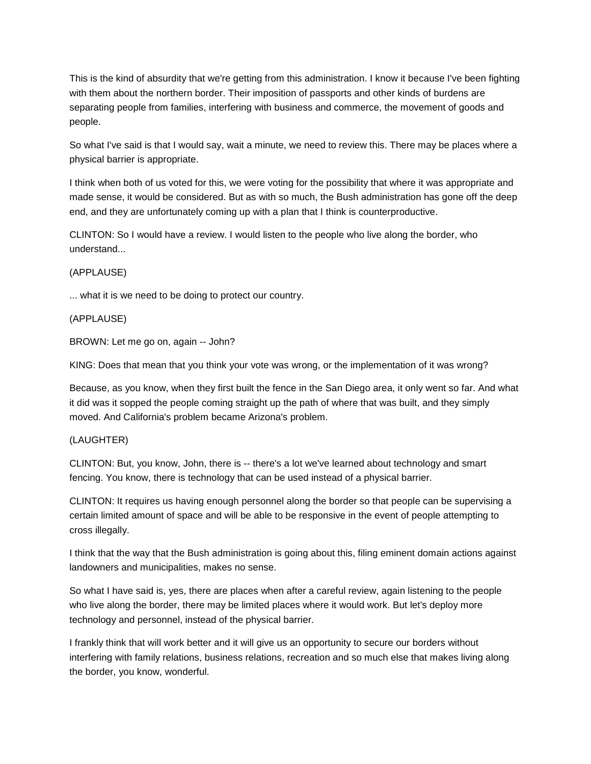This is the kind of absurdity that we're getting from this administration. I know it because I've been fighting with them about the northern border. Their imposition of passports and other kinds of burdens are separating people from families, interfering with business and commerce, the movement of goods and people.

So what I've said is that I would say, wait a minute, we need to review this. There may be places where a physical barrier is appropriate.

I think when both of us voted for this, we were voting for the possibility that where it was appropriate and made sense, it would be considered. But as with so much, the Bush administration has gone off the deep end, and they are unfortunately coming up with a plan that I think is counterproductive.

CLINTON: So I would have a review. I would listen to the people who live along the border, who understand...

(APPLAUSE)

... what it is we need to be doing to protect our country.

(APPLAUSE)

BROWN: Let me go on, again -- John?

KING: Does that mean that you think your vote was wrong, or the implementation of it was wrong?

Because, as you know, when they first built the fence in the San Diego area, it only went so far. And what it did was it sopped the people coming straight up the path of where that was built, and they simply moved. And California's problem became Arizona's problem.

(LAUGHTER)

CLINTON: But, you know, John, there is -- there's a lot we've learned about technology and smart fencing. You know, there is technology that can be used instead of a physical barrier.

CLINTON: It requires us having enough personnel along the border so that people can be supervising a certain limited amount of space and will be able to be responsive in the event of people attempting to cross illegally.

I think that the way that the Bush administration is going about this, filing eminent domain actions against landowners and municipalities, makes no sense.

So what I have said is, yes, there are places when after a careful review, again listening to the people who live along the border, there may be limited places where it would work. But let's deploy more technology and personnel, instead of the physical barrier.

I frankly think that will work better and it will give us an opportunity to secure our borders without interfering with family relations, business relations, recreation and so much else that makes living along the border, you know, wonderful.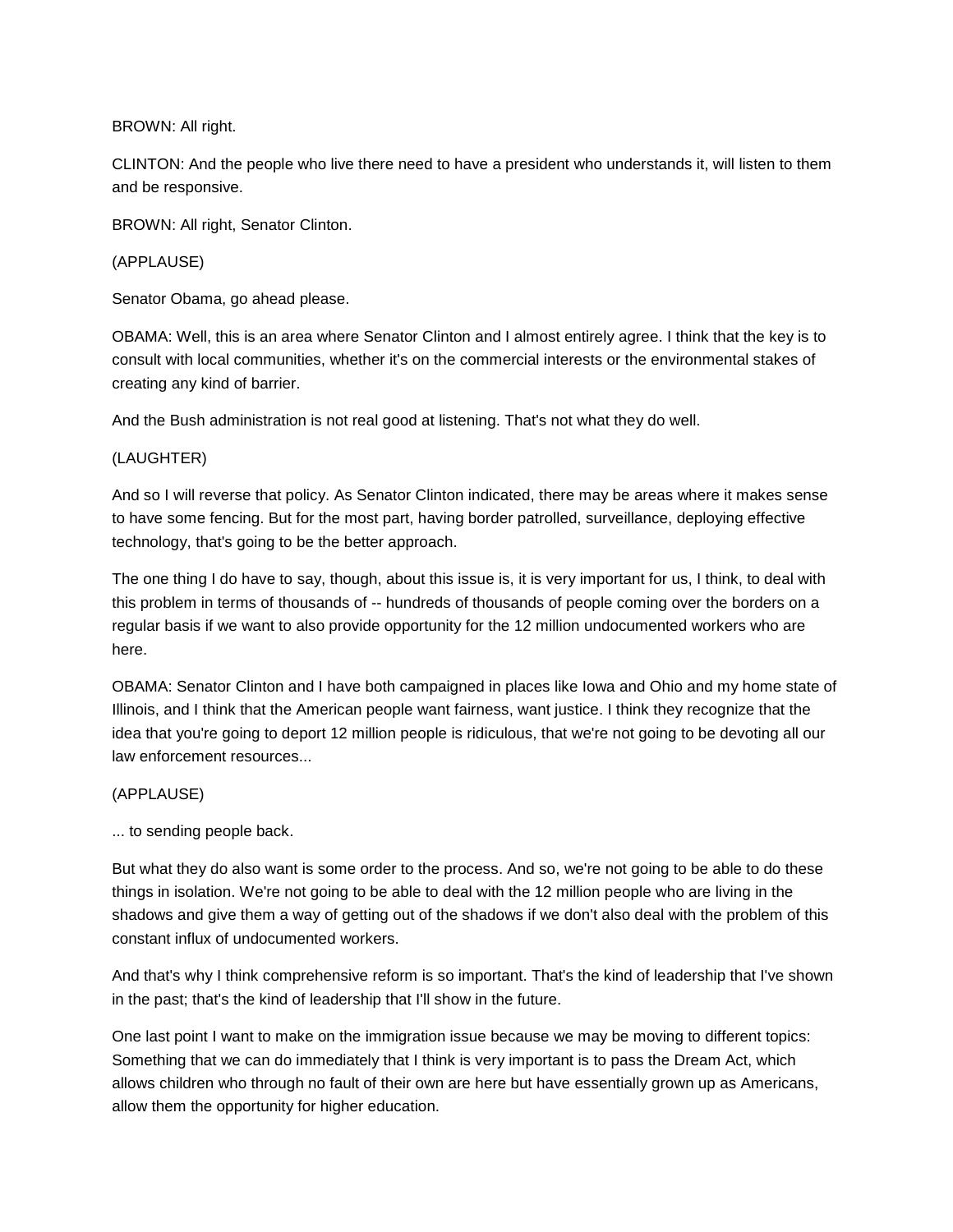BROWN: All right.

CLINTON: And the people who live there need to have a president who understands it, will listen to them and be responsive.

BROWN: All right, Senator Clinton.

(APPLAUSE)

Senator Obama, go ahead please.

OBAMA: Well, this is an area where Senator Clinton and I almost entirely agree. I think that the key is to consult with local communities, whether it's on the commercial interests or the environmental stakes of creating any kind of barrier.

And the Bush administration is not real good at listening. That's not what they do well.

(LAUGHTER)

And so I will reverse that policy. As Senator Clinton indicated, there may be areas where it makes sense to have some fencing. But for the most part, having border patrolled, surveillance, deploying effective technology, that's going to be the better approach.

The one thing I do have to say, though, about this issue is, it is very important for us, I think, to deal with this problem in terms of thousands of -- hundreds of thousands of people coming over the borders on a regular basis if we want to also provide opportunity for the 12 million undocumented workers who are here.

OBAMA: Senator Clinton and I have both campaigned in places like Iowa and Ohio and my home state of Illinois, and I think that the American people want fairness, want justice. I think they recognize that the idea that you're going to deport 12 million people is ridiculous, that we're not going to be devoting all our law enforcement resources...

(APPLAUSE)

... to sending people back.

But what they do also want is some order to the process. And so, we're not going to be able to do these things in isolation. We're not going to be able to deal with the 12 million people who are living in the shadows and give them a way of getting out of the shadows if we don't also deal with the problem of this constant influx of undocumented workers.

And that's why I think comprehensive reform is so important. That's the kind of leadership that I've shown in the past; that's the kind of leadership that I'll show in the future.

One last point I want to make on the immigration issue because we may be moving to different topics: Something that we can do immediately that I think is very important is to pass the Dream Act, which allows children who through no fault of their own are here but have essentially grown up as Americans, allow them the opportunity for higher education.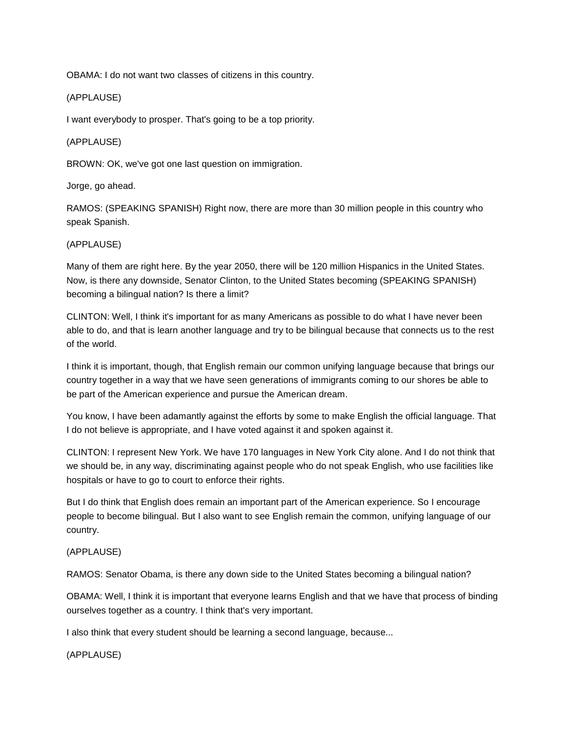OBAMA: I do not want two classes of citizens in this country.

(APPLAUSE)

I want everybody to prosper. That's going to be a top priority.

(APPLAUSE)

BROWN: OK, we've got one last question on immigration.

Jorge, go ahead.

RAMOS: (SPEAKING SPANISH) Right now, there are more than 30 million people in this country who speak Spanish.

(APPLAUSE)

Many of them are right here. By the year 2050, there will be 120 million Hispanics in the United States. Now, is there any downside, Senator Clinton, to the United States becoming (SPEAKING SPANISH) becoming a bilingual nation? Is there a limit?

CLINTON: Well, I think it's important for as many Americans as possible to do what I have never been able to do, and that is learn another language and try to be bilingual because that connects us to the rest of the world.

I think it is important, though, that English remain our common unifying language because that brings our country together in a way that we have seen generations of immigrants coming to our shores be able to be part of the American experience and pursue the American dream.

You know, I have been adamantly against the efforts by some to make English the official language. That I do not believe is appropriate, and I have voted against it and spoken against it.

CLINTON: I represent New York. We have 170 languages in New York City alone. And I do not think that we should be, in any way, discriminating against people who do not speak English, who use facilities like hospitals or have to go to court to enforce their rights.

But I do think that English does remain an important part of the American experience. So I encourage people to become bilingual. But I also want to see English remain the common, unifying language of our country.

(APPLAUSE)

RAMOS: Senator Obama, is there any down side to the United States becoming a bilingual nation?

OBAMA: Well, I think it is important that everyone learns English and that we have that process of binding ourselves together as a country. I think that's very important.

I also think that every student should be learning a second language, because...

(APPLAUSE)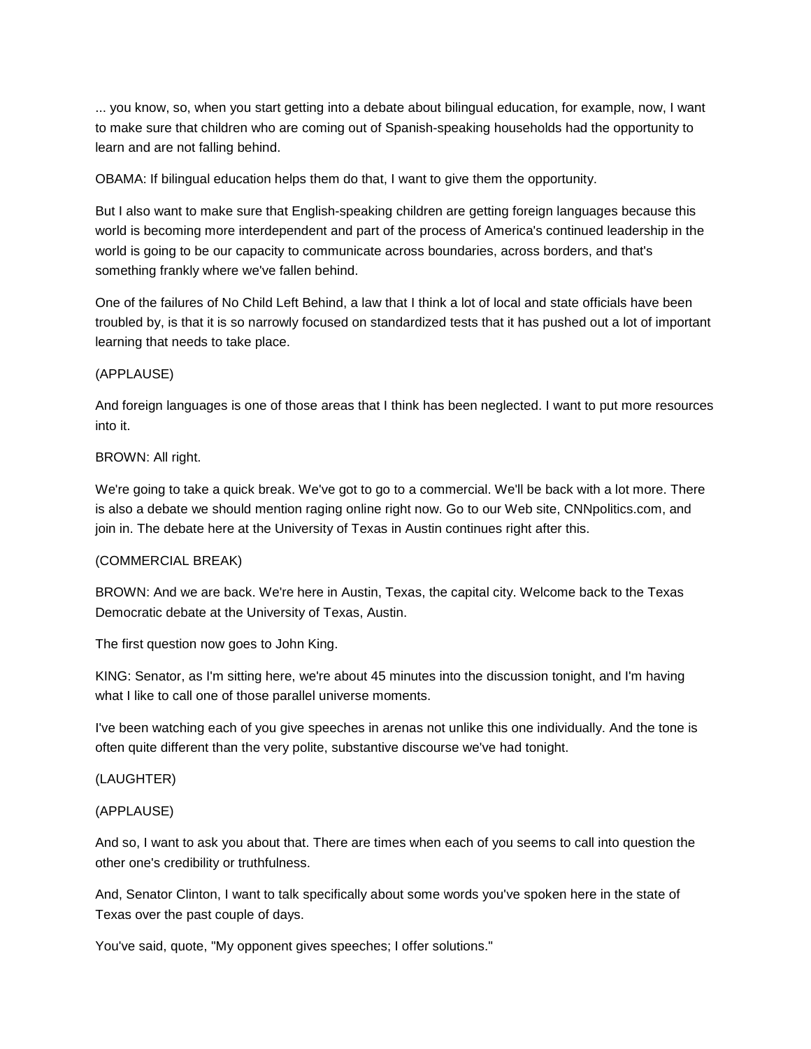... you know, so, when you start getting into a debate about bilingual education, for example, now, I want to make sure that children who are coming out of Spanish-speaking households had the opportunity to learn and are not falling behind.

OBAMA: If bilingual education helps them do that, I want to give them the opportunity.

But I also want to make sure that English-speaking children are getting foreign languages because this world is becoming more interdependent and part of the process of America's continued leadership in the world is going to be our capacity to communicate across boundaries, across borders, and that's something frankly where we've fallen behind.

One of the failures of No Child Left Behind, a law that I think a lot of local and state officials have been troubled by, is that it is so narrowly focused on standardized tests that it has pushed out a lot of important learning that needs to take place.

(APPLAUSE)

And foreign languages is one of those areas that I think has been neglected. I want to put more resources into it.

BROWN: All right.

We're going to take a quick break. We've got to go to a commercial. We'll be back with a lot more. There is also a debate we should mention raging online right now. Go to our Web site, CNNpolitics.com, and join in. The debate here at the University of Texas in Austin continues right after this.

(COMMERCIAL BREAK)

BROWN: And we are back. We're here in Austin, Texas, the capital city. Welcome back to the Texas Democratic debate at the University of Texas, Austin.

The first question now goes to John King.

KING: Senator, as I'm sitting here, we're about 45 minutes into the discussion tonight, and I'm having what I like to call one of those parallel universe moments.

I've been watching each of you give speeches in arenas not unlike this one individually. And the tone is often quite different than the very polite, substantive discourse we've had tonight.

(LAUGHTER)

(APPLAUSE)

And so, I want to ask you about that. There are times when each of you seems to call into question the other one's credibility or truthfulness.

And, Senator Clinton, I want to talk specifically about some words you've spoken here in the state of Texas over the past couple of days.

You've said, quote, "My opponent gives speeches; I offer solutions."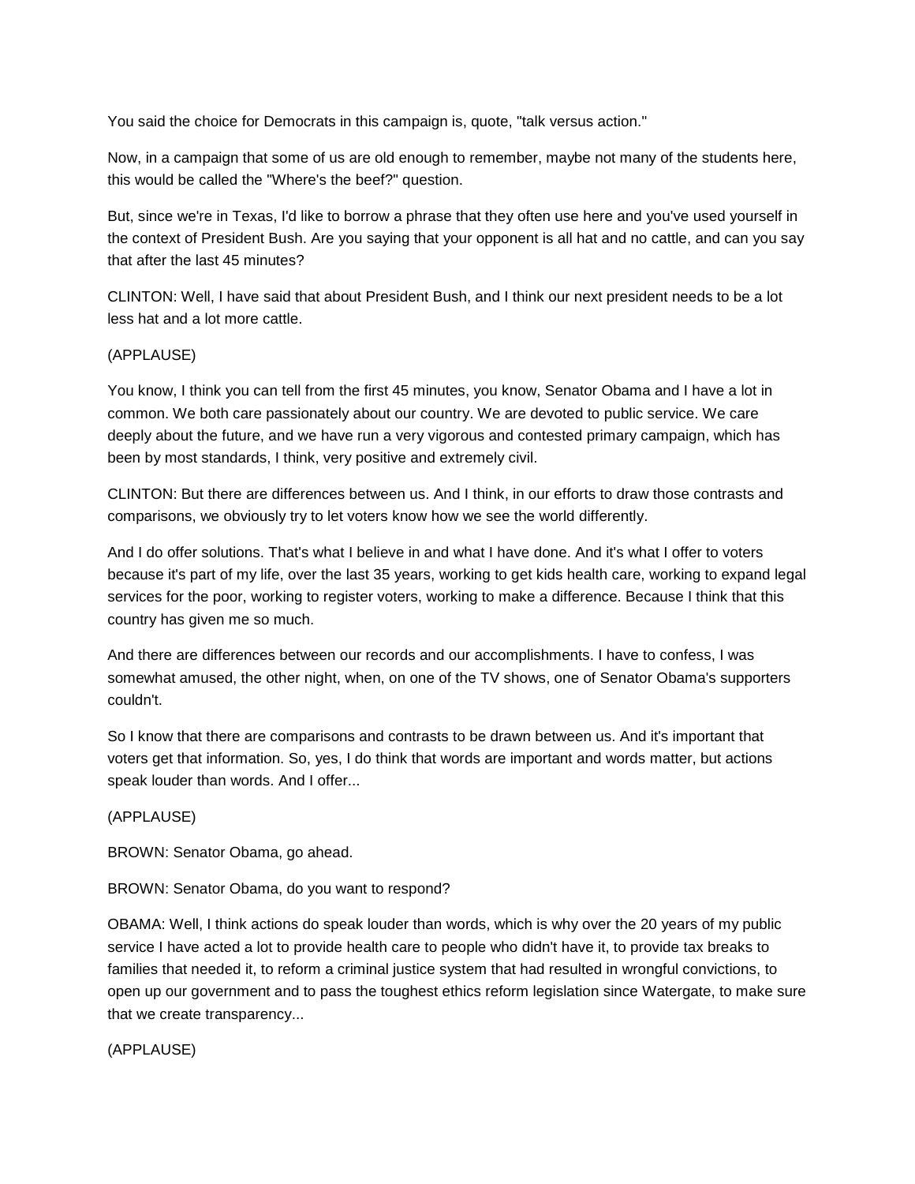You said the choice for Democrats in this campaign is, quote, "talk versus action."

Now, in a campaign that some of us are old enough to remember, maybe not many of the students here, this would be called the "Where's the beef?" question.

But, since we're in Texas, I'd like to borrow a phrase that they often use here and you've used yourself in the context of President Bush. Are you saying that your opponent is all hat and no cattle, and can you say that after the last 45 minutes?

CLINTON: Well, I have said that about President Bush, and I think our next president needs to be a lot less hat and a lot more cattle.

(APPLAUSE)

You know, I think you can tell from the first 45 minutes, you know, Senator Obama and I have a lot in common. We both care passionately about our country. We are devoted to public service. We care deeply about the future, and we have run a very vigorous and contested primary campaign, which has been by most standards, I think, very positive and extremely civil.

CLINTON: But there are differences between us. And I think, in our efforts to draw those contrasts and comparisons, we obviously try to let voters know how we see the world differently.

And I do offer solutions. That's what I believe in and what I have done. And it's what I offer to voters because it's part of my life, over the last 35 years, working to get kids health care, working to expand legal services for the poor, working to register voters, working to make a difference. Because I think that this country has given me so much.

And there are differences between our records and our accomplishments. I have to confess, I was somewhat amused, the other night, when, on one of the TV shows, one of Senator Obama's supporters couldn't.

So I know that there are comparisons and contrasts to be drawn between us. And it's important that voters get that information. So, yes, I do think that words are important and words matter, but actions speak louder than words. And I offer...

(APPLAUSE)

BROWN: Senator Obama, go ahead.

BROWN: Senator Obama, do you want to respond?

OBAMA: Well, I think actions do speak louder than words, which is why over the 20 years of my public service I have acted a lot to provide health care to people who didn't have it, to provide tax breaks to families that needed it, to reform a criminal justice system that had resulted in wrongful convictions, to open up our government and to pass the toughest ethics reform legislation since Watergate, to make sure that we create transparency...

(APPLAUSE)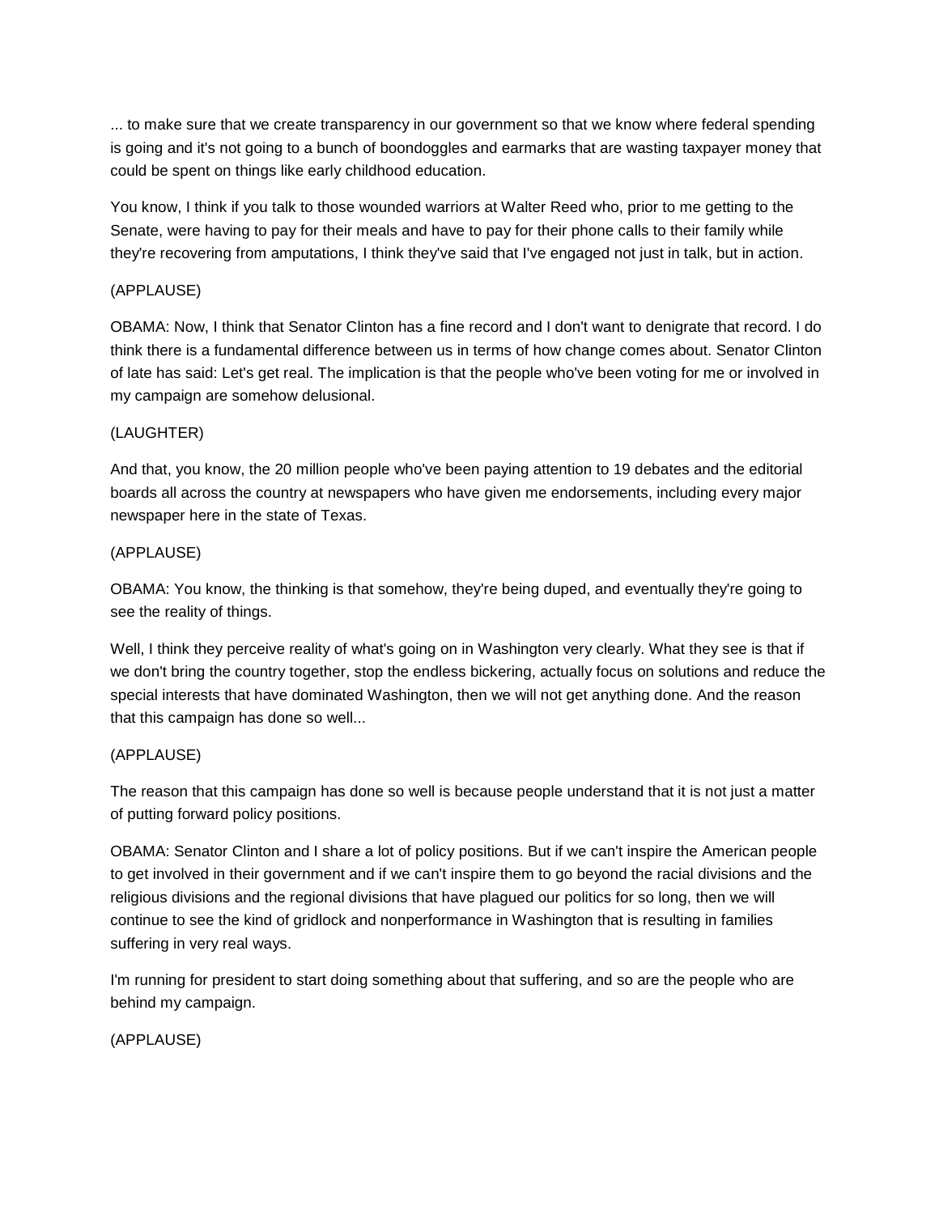... to make sure that we create transparency in our government so that we know where federal spending is going and it's not going to a bunch of boondoggles and earmarks that are wasting taxpayer money that could be spent on things like early childhood education.

You know, I think if you talk to those wounded warriors at Walter Reed who, prior to me getting to the Senate, were having to pay for their meals and have to pay for their phone calls to their family while they're recovering from amputations, I think they've said that I've engaged not just in talk, but in action.

(APPLAUSE)

OBAMA: Now, I think that Senator Clinton has a fine record and I don't want to denigrate that record. I do think there is a fundamental difference between us in terms of how change comes about. Senator Clinton of late has said: Let's get real. The implication is that the people who've been voting for me or involved in my campaign are somehow delusional.

(LAUGHTER)

And that, you know, the 20 million people who've been paying attention to 19 debates and the editorial boards all across the country at newspapers who have given me endorsements, including every major newspaper here in the state of Texas.

(APPLAUSE)

OBAMA: You know, the thinking is that somehow, they're being duped, and eventually they're going to see the reality of things.

Well, I think they perceive reality of what's going on in Washington very clearly. What they see is that if we don't bring the country together, stop the endless bickering, actually focus on solutions and reduce the special interests that have dominated Washington, then we will not get anything done. And the reason that this campaign has done so well...

(APPLAUSE)

The reason that this campaign has done so well is because people understand that it is not just a matter of putting forward policy positions.

OBAMA: Senator Clinton and I share a lot of policy positions. But if we can't inspire the American people to get involved in their government and if we can't inspire them to go beyond the racial divisions and the religious divisions and the regional divisions that have plagued our politics for so long, then we will continue to see the kind of gridlock and nonperformance in Washington that is resulting in families suffering in very real ways.

I'm running for president to start doing something about that suffering, and so are the people who are behind my campaign.

(APPLAUSE)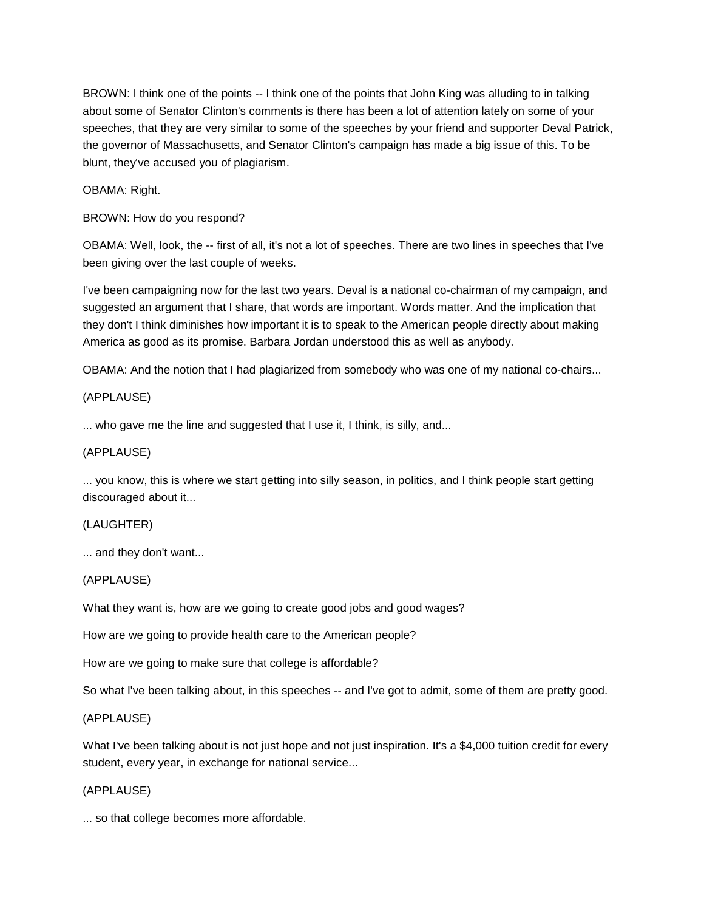BROWN: I think one of the points -- I think one of the points that John King was alluding to in talking about some of Senator Clinton's comments is there has been a lot of attention lately on some of your speeches, that they are very similar to some of the speeches by your friend and supporter Deval Patrick, the governor of Massachusetts, and Senator Clinton's campaign has made a big issue of this. To be blunt, they've accused you of plagiarism.

OBAMA: Right.

BROWN: How do you respond?

OBAMA: Well, look, the -- first of all, it's not a lot of speeches. There are two lines in speeches that I've been giving over the last couple of weeks.

I've been campaigning now for the last two years. Deval is a national co-chairman of my campaign, and suggested an argument that I share, that words are important. Words matter. And the implication that they don't I think diminishes how important it is to speak to the American people directly about making America as good as its promise. Barbara Jordan understood this as well as anybody.

OBAMA: And the notion that I had plagiarized from somebody who was one of my national co-chairs...

(APPLAUSE)

... who gave me the line and suggested that I use it, I think, is silly, and...

(APPLAUSE)

... you know, this is where we start getting into silly season, in politics, and I think people start getting discouraged about it...

(LAUGHTER)

... and they don't want...

(APPLAUSE)

What they want is, how are we going to create good jobs and good wages?

How are we going to provide health care to the American people?

How are we going to make sure that college is affordable?

So what I've been talking about, in this speeches -- and I've got to admit, some of them are pretty good.

(APPLAUSE)

What I've been talking about is not just hope and not just inspiration. It's a $4,000 tuition credit for every student, every year, in exchange for national service...

(APPLAUSE)

... so that college becomes more affordable.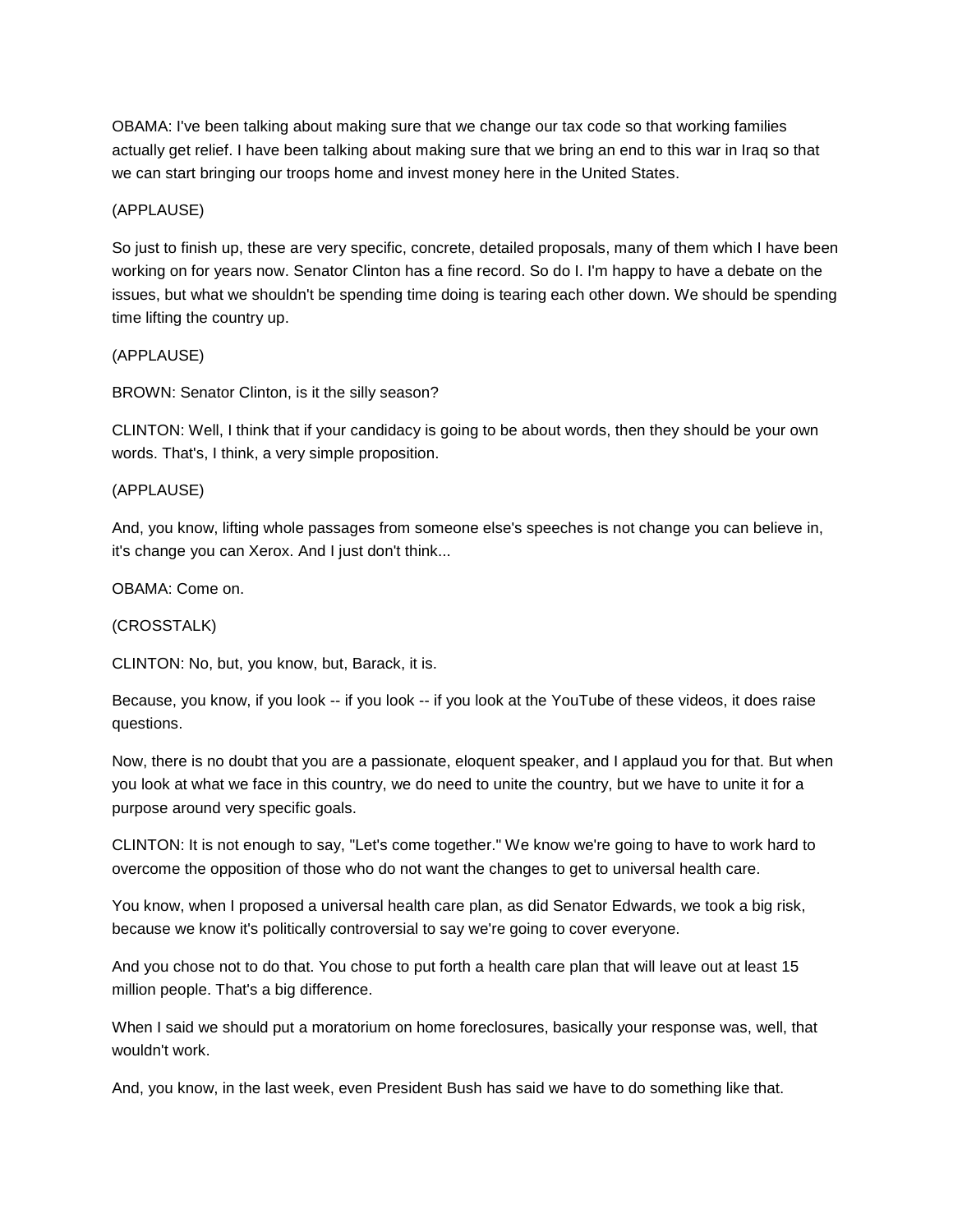OBAMA: I've been talking about making sure that we change our tax code so that working families actually get relief. I have been talking about making sure that we bring an end to this war in Iraq so that we can start bringing our troops home and invest money here in the United States.

(APPLAUSE)

So just to finish up, these are very specific, concrete, detailed proposals, many of them which I have been working on for years now. Senator Clinton has a fine record. So do I. I'm happy to have a debate on the issues, but what we shouldn't be spending time doing is tearing each other down. We should be spending time lifting the country up.

(APPLAUSE)

BROWN: Senator Clinton, is it the silly season?

CLINTON: Well, I think that if your candidacy is going to be about words, then they should be your own words. That's, I think, a very simple proposition.

(APPLAUSE)

And, you know, lifting whole passages from someone else's speeches is not change you can believe in, it's change you can Xerox. And I just don't think...

OBAMA: Come on.

(CROSSTALK)

CLINTON: No, but, you know, but, Barack, it is.

Because, you know, if you look -- if you look -- if you look at the YouTube of these videos, it does raise questions.

Now, there is no doubt that you are a passionate, eloquent speaker, and I applaud you for that. But when you look at what we face in this country, we do need to unite the country, but we have to unite it for a purpose around very specific goals.

CLINTON: It is not enough to say, "Let's come together." We know we're going to have to work hard to overcome the opposition of those who do not want the changes to get to universal health care.

You know, when I proposed a universal health care plan, as did Senator Edwards, we took a big risk, because we know it's politically controversial to say we're going to cover everyone.

And you chose not to do that. You chose to put forth a health care plan that will leave out at least 15 million people. That's a big difference.

When I said we should put a moratorium on home foreclosures, basically your response was, well, that wouldn't work.

And, you know, in the last week, even President Bush has said we have to do something like that.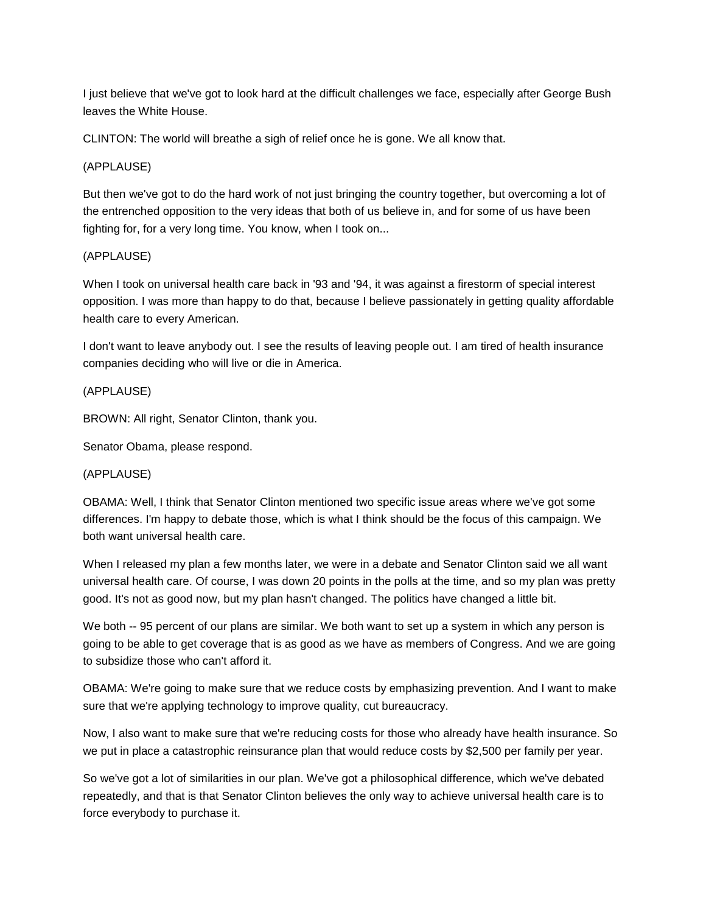I just believe that we've got to look hard at the difficult challenges we face, especially after George Bush leaves the White House.

CLINTON: The world will breathe a sigh of relief once he is gone. We all know that.

(APPLAUSE)

But then we've got to do the hard work of not just bringing the country together, but overcoming a lot of the entrenched opposition to the very ideas that both of us believe in, and for some of us have been fighting for, for a very long time. You know, when I took on...

(APPLAUSE)

When I took on universal health care back in '93 and '94, it was against a firestorm of special interest opposition. I was more than happy to do that, because I believe passionately in getting quality affordable health care to every American.

I don't want to leave anybody out. I see the results of leaving people out. I am tired of health insurance companies deciding who will live or die in America.

(APPLAUSE)

BROWN: All right, Senator Clinton, thank you.

Senator Obama, please respond.

(APPLAUSE)

OBAMA: Well, I think that Senator Clinton mentioned two specific issue areas where we've got some differences. I'm happy to debate those, which is what I think should be the focus of this campaign. We both want universal health care.

When I released my plan a few months later, we were in a debate and Senator Clinton said we all want universal health care. Of course, I was down 20 points in the polls at the time, and so my plan was pretty good. It's not as good now, but my plan hasn't changed. The politics have changed a little bit.

We both -- 95 percent of our plans are similar. We both want to set up a system in which any person is going to be able to get coverage that is as good as we have as members of Congress. And we are going to subsidize those who can't afford it.

OBAMA: We're going to make sure that we reduce costs by emphasizing prevention. And I want to make sure that we're applying technology to improve quality, cut bureaucracy.

Now, I also want to make sure that we're reducing costs for those who already have health insurance. So we put in place a catastrophic reinsurance plan that would reduce costs by $2,500 per family per year.

So we've got a lot of similarities in our plan. We've got a philosophical difference, which we've debated repeatedly, and that is that Senator Clinton believes the only way to achieve universal health care is to force everybody to purchase it.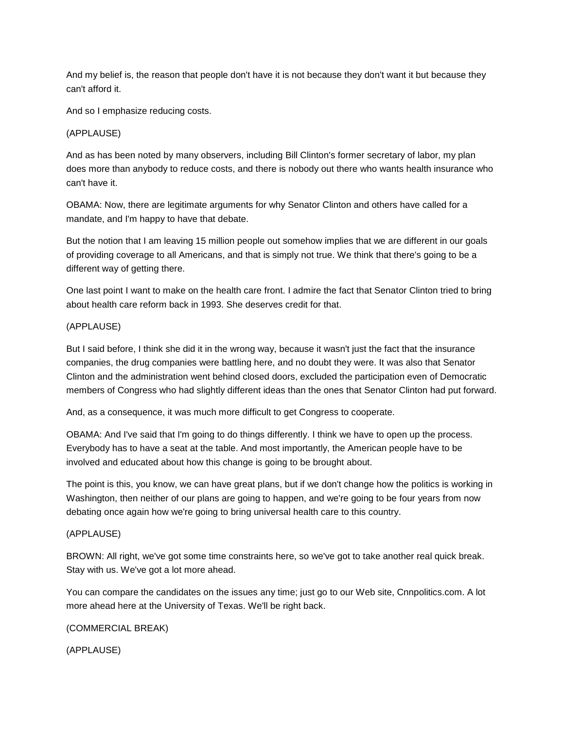And my belief is, the reason that people don't have it is not because they don't want it but because they can't afford it.

And so I emphasize reducing costs.

(APPLAUSE)

And as has been noted by many observers, including Bill Clinton's former secretary of labor, my plan does more than anybody to reduce costs, and there is nobody out there who wants health insurance who can't have it.

OBAMA: Now, there are legitimate arguments for why Senator Clinton and others have called for a mandate, and I'm happy to have that debate.

But the notion that I am leaving 15 million people out somehow implies that we are different in our goals of providing coverage to all Americans, and that is simply not true. We think that there's going to be a different way of getting there.

One last point I want to make on the health care front. I admire the fact that Senator Clinton tried to bring about health care reform back in 1993. She deserves credit for that.

(APPLAUSE)

But I said before, I think she did it in the wrong way, because it wasn't just the fact that the insurance companies, the drug companies were battling here, and no doubt they were. It was also that Senator Clinton and the administration went behind closed doors, excluded the participation even of Democratic members of Congress who had slightly different ideas than the ones that Senator Clinton had put forward.

And, as a consequence, it was much more difficult to get Congress to cooperate.

OBAMA: And I've said that I'm going to do things differently. I think we have to open up the process. Everybody has to have a seat at the table. And most importantly, the American people have to be involved and educated about how this change is going to be brought about.

The point is this, you know, we can have great plans, but if we don't change how the politics is working in Washington, then neither of our plans are going to happen, and we're going to be four years from now debating once again how we're going to bring universal health care to this country.

(APPLAUSE)

BROWN: All right, we've got some time constraints here, so we've got to take another real quick break. Stay with us. We've got a lot more ahead.

You can compare the candidates on the issues any time; just go to our Web site, Cnnpolitics.com. A lot more ahead here at the University of Texas. We'll be right back.

(COMMERCIAL BREAK)

(APPLAUSE)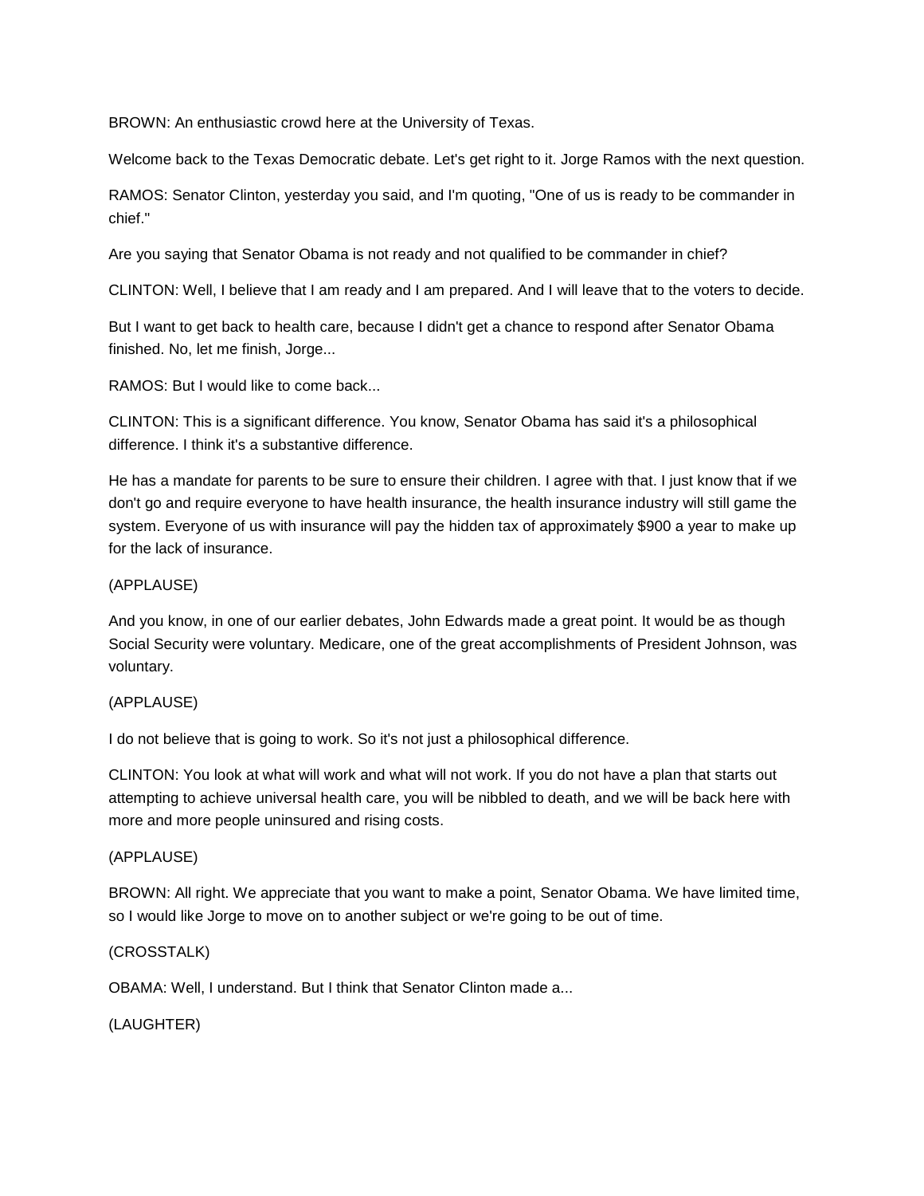BROWN: An enthusiastic crowd here at the University of Texas.

Welcome back to the Texas Democratic debate. Let's get right to it. Jorge Ramos with the next question.

RAMOS: Senator Clinton, yesterday you said, and I'm quoting, "One of us is ready to be commander in chief."

Are you saying that Senator Obama is not ready and not qualified to be commander in chief?

CLINTON: Well, I believe that I am ready and I am prepared. And I will leave that to the voters to decide.

But I want to get back to health care, because I didn't get a chance to respond after Senator Obama finished. No, let me finish, Jorge...

RAMOS: But I would like to come back...

CLINTON: This is a significant difference. You know, Senator Obama has said it's a philosophical difference. I think it's a substantive difference.

He has a mandate for parents to be sure to ensure their children. I agree with that. I just know that if we don't go and require everyone to have health insurance, the health insurance industry will still game the system. Everyone of us with insurance will pay the hidden tax of approximately $900 a year to make up for the lack of insurance.

(APPLAUSE)

And you know, in one of our earlier debates, John Edwards made a great point. It would be as though Social Security were voluntary. Medicare, one of the great accomplishments of President Johnson, was voluntary.

(APPLAUSE)

I do not believe that is going to work. So it's not just a philosophical difference.

CLINTON: You look at what will work and what will not work. If you do not have a plan that starts out attempting to achieve universal health care, you will be nibbled to death, and we will be back here with more and more people uninsured and rising costs.

(APPLAUSE)

BROWN: All right. We appreciate that you want to make a point, Senator Obama. We have limited time, so I would like Jorge to move on to another subject or we're going to be out of time.

(CROSSTALK)

OBAMA: Well, I understand. But I think that Senator Clinton made a...

(LAUGHTER)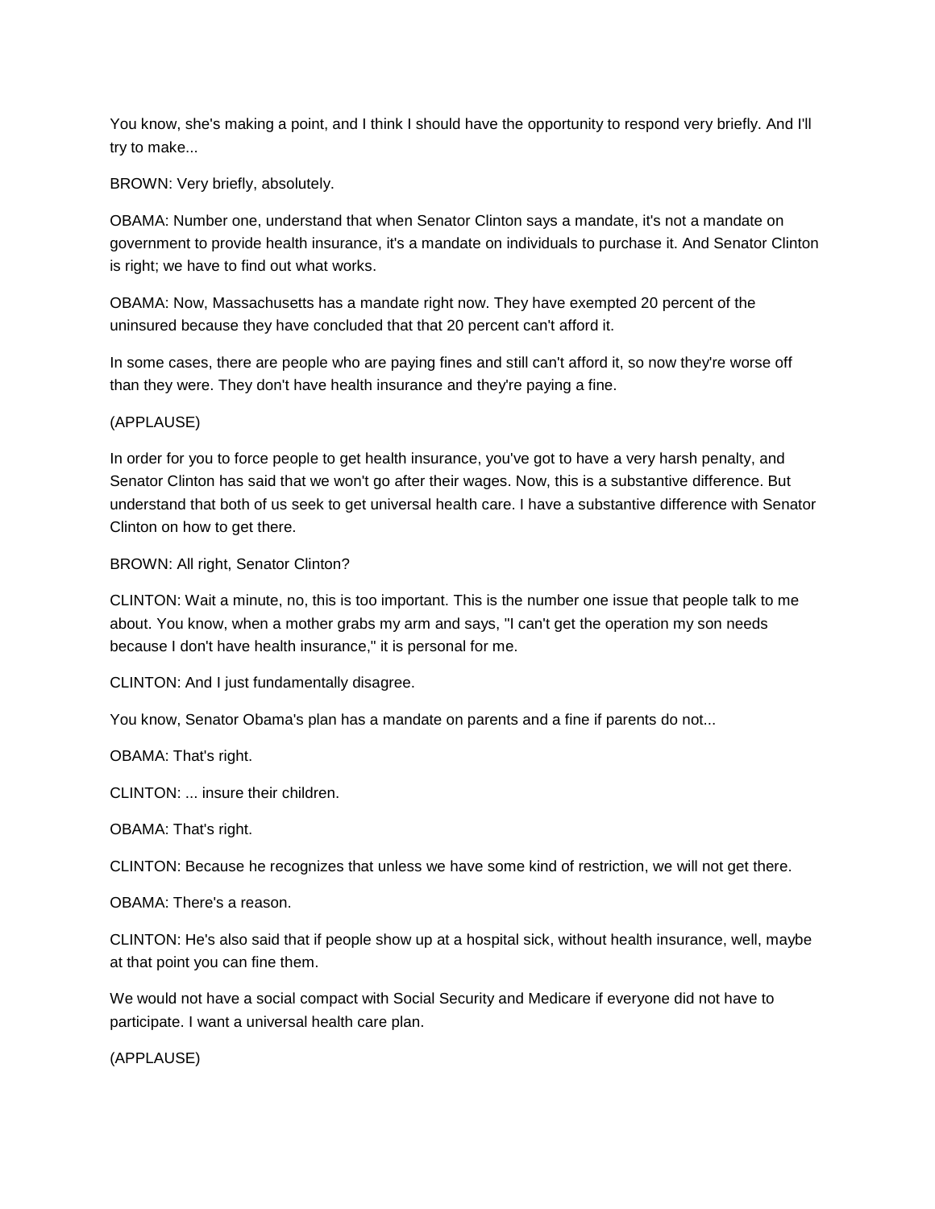You know, she's making a point, and I think I should have the opportunity to respond very briefly. And I'll try to make...

BROWN: Very briefly, absolutely.

OBAMA: Number one, understand that when Senator Clinton says a mandate, it's not a mandate on government to provide health insurance, it's a mandate on individuals to purchase it. And Senator Clinton is right; we have to find out what works.

OBAMA: Now, Massachusetts has a mandate right now. They have exempted 20 percent of the uninsured because they have concluded that that 20 percent can't afford it.

In some cases, there are people who are paying fines and still can't afford it, so now they're worse off than they were. They don't have health insurance and they're paying a fine.

(APPLAUSE)

In order for you to force people to get health insurance, you've got to have a very harsh penalty, and Senator Clinton has said that we won't go after their wages. Now, this is a substantive difference. But understand that both of us seek to get universal health care. I have a substantive difference with Senator Clinton on how to get there.

BROWN: All right, Senator Clinton?

CLINTON: Wait a minute, no, this is too important. This is the number one issue that people talk to me about. You know, when a mother grabs my arm and says, "I can't get the operation my son needs because I don't have health insurance," it is personal for me.

CLINTON: And I just fundamentally disagree.

You know, Senator Obama's plan has a mandate on parents and a fine if parents do not...

OBAMA: That's right.

CLINTON: ... insure their children.

OBAMA: That's right.

CLINTON: Because he recognizes that unless we have some kind of restriction, we will not get there.

OBAMA: There's a reason.

CLINTON: He's also said that if people show up at a hospital sick, without health insurance, well, maybe at that point you can fine them.

We would not have a social compact with Social Security and Medicare if everyone did not have to participate. I want a universal health care plan.

(APPLAUSE)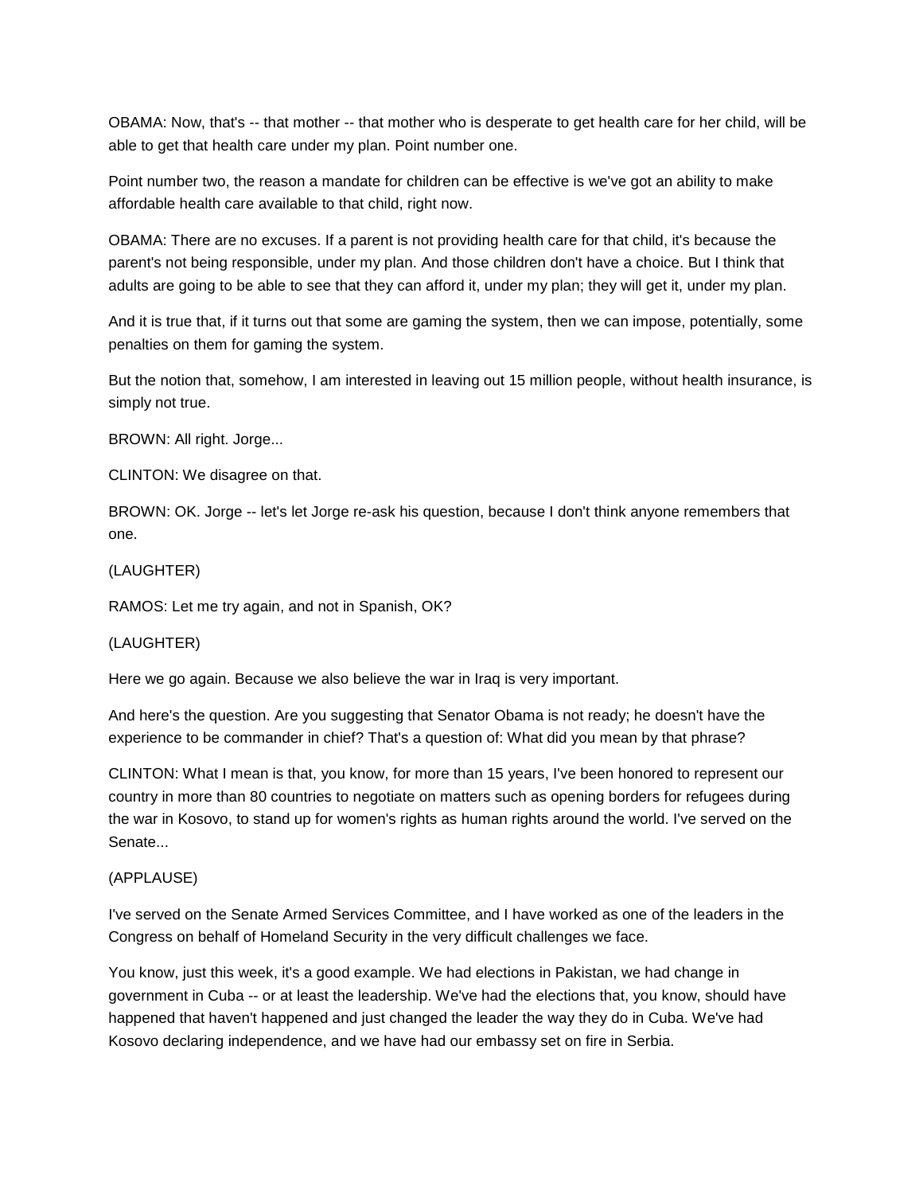OBAMA: Now, that's -- that mother -- that mother who is desperate to get health care for her child, will be able to get that health care under my plan. Point number one.

Point number two, the reason a mandate for children can be effective is we've got an ability to make affordable health care available to that child, right now.

OBAMA: There are no excuses. If a parent is not providing health care for that child, it's because the parent's not being responsible, under my plan. And those children don't have a choice. But I think that adults are going to be able to see that they can afford it, under my plan; they will get it, under my plan.

And it is true that, if it turns out that some are gaming the system, then we can impose, potentially, some penalties on them for gaming the system.

But the notion that, somehow, I am interested in leaving out 15 million people, without health insurance, is simply not true.

BROWN: All right. Jorge...

CLINTON: We disagree on that.

BROWN: OK. Jorge -- let's let Jorge re-ask his question, because I don't think anyone remembers that one.

(LAUGHTER)

RAMOS: Let me try again, and not in Spanish, OK?

(LAUGHTER)

Here we go again. Because we also believe the war in Iraq is very important.

And here's the question. Are you suggesting that Senator Obama is not ready; he doesn't have the experience to be commander in chief? That's a question of: What did you mean by that phrase?

CLINTON: What I mean is that, you know, for more than 15 years, I've been honored to represent our country in more than 80 countries to negotiate on matters such as opening borders for refugees during the war in Kosovo, to stand up for women's rights as human rights around the world. I've served on the Senate...

(APPLAUSE)

I've served on the Senate Armed Services Committee, and I have worked as one of the leaders in the Congress on behalf of Homeland Security in the very difficult challenges we face.

You know, just this week, it's a good example. We had elections in Pakistan, we had change in government in Cuba -- or at least the leadership. We've had the elections that, you know, should have happened that haven't happened and just changed the leader the way they do in Cuba. We've had Kosovo declaring independence, and we have had our embassy set on fire in Serbia.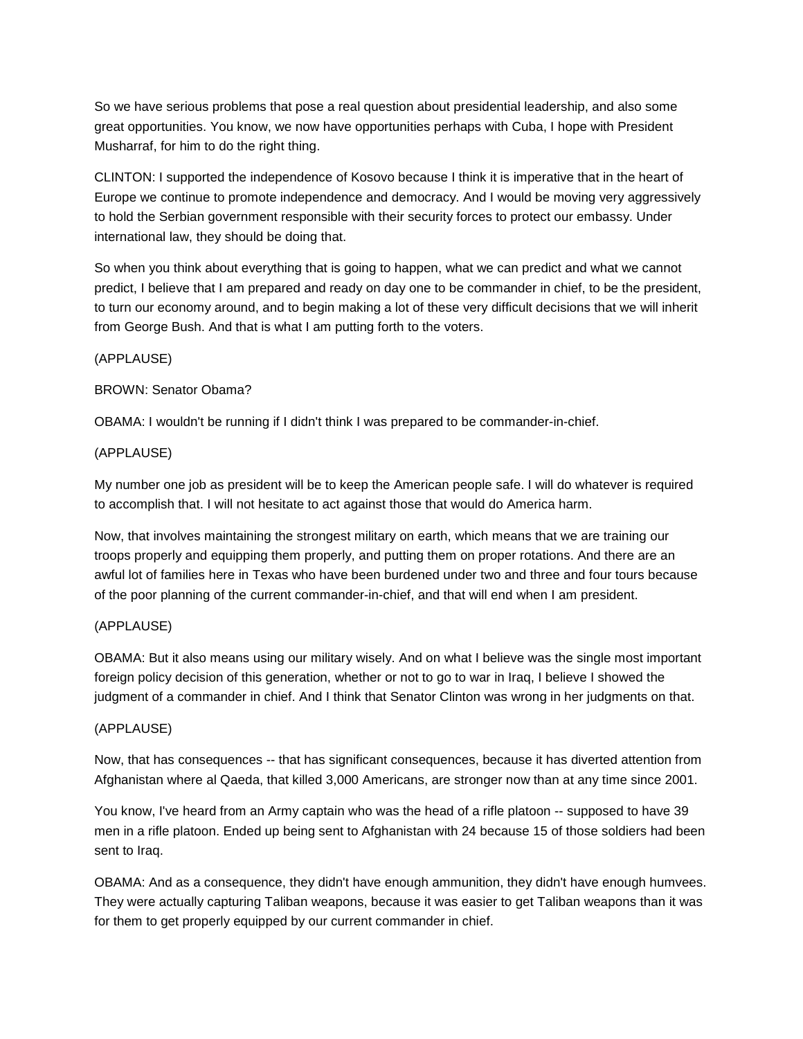So we have serious problems that pose a real question about presidential leadership, and also some great opportunities. You know, we now have opportunities perhaps with Cuba, I hope with President Musharraf, for him to do the right thing.

CLINTON: I supported the independence of Kosovo because I think it is imperative that in the heart of Europe we continue to promote independence and democracy. And I would be moving very aggressively to hold the Serbian government responsible with their security forces to protect our embassy. Under international law, they should be doing that.

So when you think about everything that is going to happen, what we can predict and what we cannot predict, I believe that I am prepared and ready on day one to be commander in chief, to be the president, to turn our economy around, and to begin making a lot of these very difficult decisions that we will inherit from George Bush. And that is what I am putting forth to the voters.

(APPLAUSE)

BROWN: Senator Obama?

OBAMA: I wouldn't be running if I didn't think I was prepared to be commander-in-chief.

(APPLAUSE)

My number one job as president will be to keep the American people safe. I will do whatever is required to accomplish that. I will not hesitate to act against those that would do America harm.

Now, that involves maintaining the strongest military on earth, which means that we are training our troops properly and equipping them properly, and putting them on proper rotations. And there are an awful lot of families here in Texas who have been burdened under two and three and four tours because of the poor planning of the current commander-in-chief, and that will end when I am president.

(APPLAUSE)

OBAMA: But it also means using our military wisely. And on what I believe was the single most important foreign policy decision of this generation, whether or not to go to war in Iraq, I believe I showed the judgment of a commander in chief. And I think that Senator Clinton was wrong in her judgments on that.

(APPLAUSE)

Now, that has consequences -- that has significant consequences, because it has diverted attention from Afghanistan where al Qaeda, that killed 3,000 Americans, are stronger now than at any time since 2001.

You know, I've heard from an Army captain who was the head of a rifle platoon -- supposed to have 39 men in a rifle platoon. Ended up being sent to Afghanistan with 24 because 15 of those soldiers had been sent to Iraq.

OBAMA: And as a consequence, they didn't have enough ammunition, they didn't have enough humvees. They were actually capturing Taliban weapons, because it was easier to get Taliban weapons than it was for them to get properly equipped by our current commander in chief.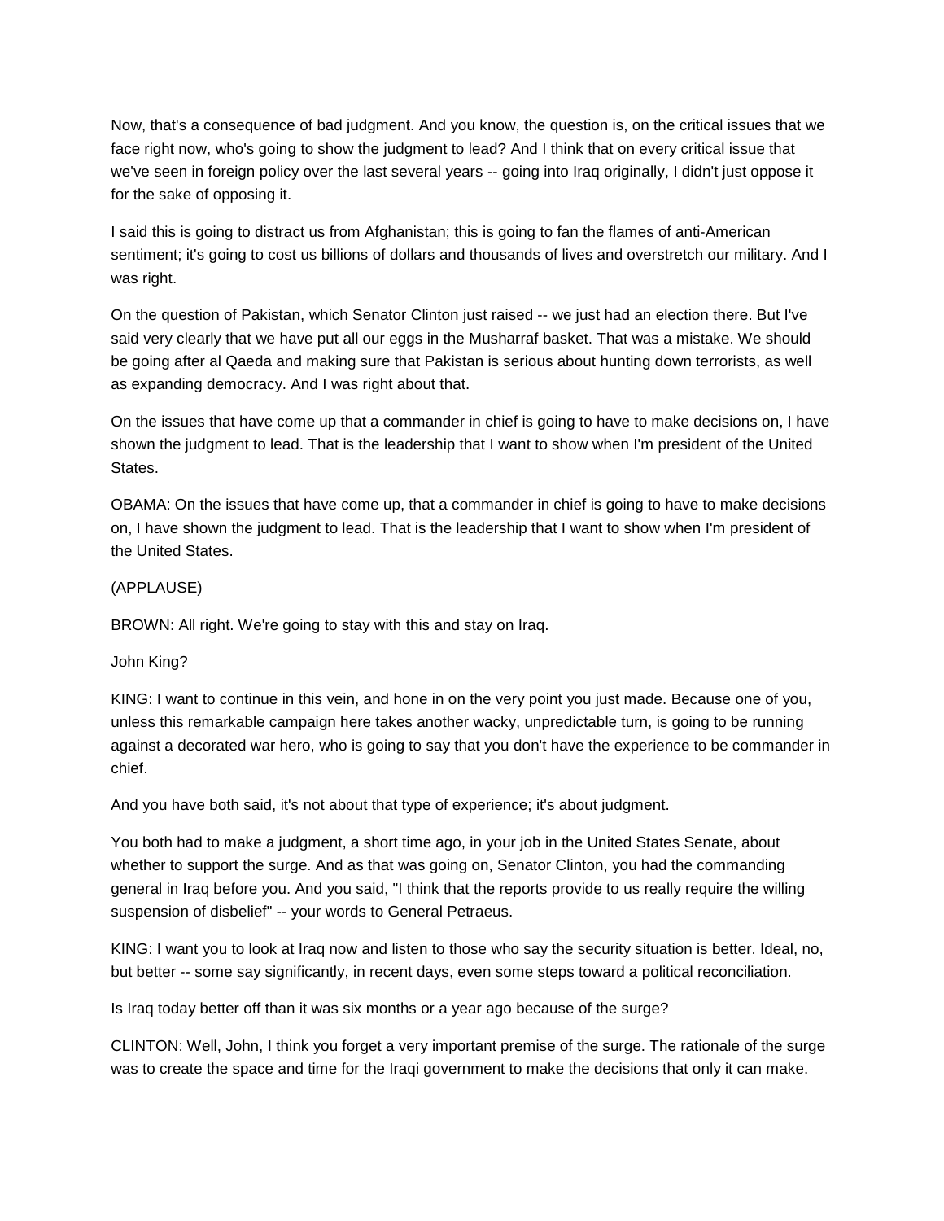Now, that's a consequence of bad judgment. And you know, the question is, on the critical issues that we face right now, who's going to show the judgment to lead? And I think that on every critical issue that we've seen in foreign policy over the last several years -- going into Iraq originally, I didn't just oppose it for the sake of opposing it.

I said this is going to distract us from Afghanistan; this is going to fan the flames of anti-American sentiment; it's going to cost us billions of dollars and thousands of lives and overstretch our military. And I was right.

On the question of Pakistan, which Senator Clinton just raised -- we just had an election there. But I've said very clearly that we have put all our eggs in the Musharraf basket. That was a mistake. We should be going after al Qaeda and making sure that Pakistan is serious about hunting down terrorists, as well as expanding democracy. And I was right about that.

On the issues that have come up that a commander in chief is going to have to make decisions on, I have shown the judgment to lead. That is the leadership that I want to show when I'm president of the United States.

OBAMA: On the issues that have come up, that a commander in chief is going to have to make decisions on, I have shown the judgment to lead. That is the leadership that I want to show when I'm president of the United States.

(APPLAUSE)

BROWN: All right. We're going to stay with this and stay on Iraq.

John King?

KING: I want to continue in this vein, and hone in on the very point you just made. Because one of you, unless this remarkable campaign here takes another wacky, unpredictable turn, is going to be running against a decorated war hero, who is going to say that you don't have the experience to be commander in chief.

And you have both said, it's not about that type of experience; it's about judgment.

You both had to make a judgment, a short time ago, in your job in the United States Senate, about whether to support the surge. And as that was going on, Senator Clinton, you had the commanding general in Iraq before you. And you said, "I think that the reports provide to us really require the willing suspension of disbelief" -- your words to General Petraeus.

KING: I want you to look at Iraq now and listen to those who say the security situation is better. Ideal, no, but better -- some say significantly, in recent days, even some steps toward a political reconciliation.

Is Iraq today better off than it was six months or a year ago because of the surge?

CLINTON: Well, John, I think you forget a very important premise of the surge. The rationale of the surge was to create the space and time for the Iraqi government to make the decisions that only it can make.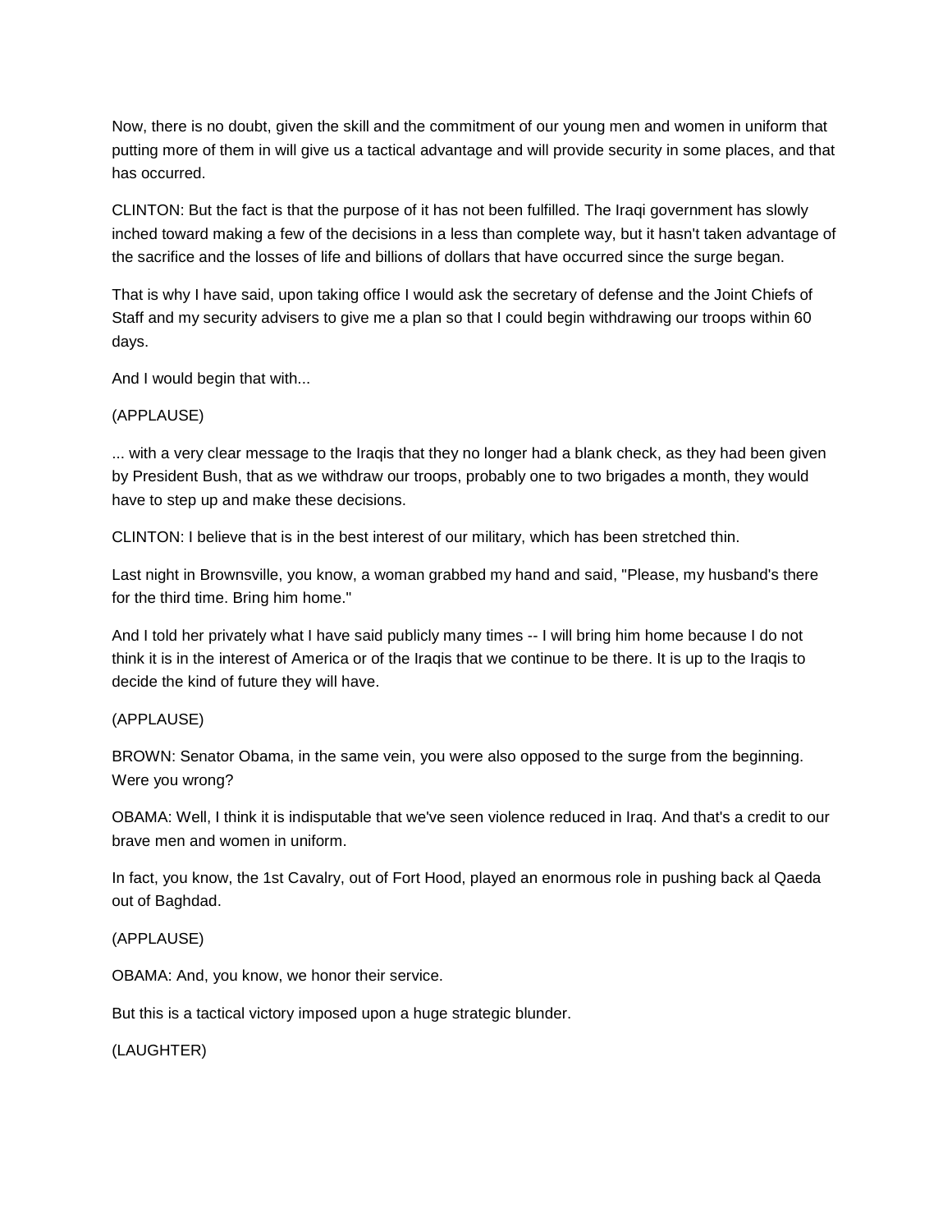Now, there is no doubt, given the skill and the commitment of our young men and women in uniform that putting more of them in will give us a tactical advantage and will provide security in some places, and that has occurred.

CLINTON: But the fact is that the purpose of it has not been fulfilled. The Iraqi government has slowly inched toward making a few of the decisions in a less than complete way, but it hasn't taken advantage of the sacrifice and the losses of life and billions of dollars that have occurred since the surge began.

That is why I have said, upon taking office I would ask the secretary of defense and the Joint Chiefs of Staff and my security advisers to give me a plan so that I could begin withdrawing our troops within 60 days.

And I would begin that with...

(APPLAUSE)

... with a very clear message to the Iraqis that they no longer had a blank check, as they had been given by President Bush, that as we withdraw our troops, probably one to two brigades a month, they would have to step up and make these decisions.

CLINTON: I believe that is in the best interest of our military, which has been stretched thin.

Last night in Brownsville, you know, a woman grabbed my hand and said, "Please, my husband's there for the third time. Bring him home."

And I told her privately what I have said publicly many times -- I will bring him home because I do not think it is in the interest of America or of the Iraqis that we continue to be there. It is up to the Iraqis to decide the kind of future they will have.

(APPLAUSE)

BROWN: Senator Obama, in the same vein, you were also opposed to the surge from the beginning. Were you wrong?

OBAMA: Well, I think it is indisputable that we've seen violence reduced in Iraq. And that's a credit to our brave men and women in uniform.

In fact, you know, the 1st Cavalry, out of Fort Hood, played an enormous role in pushing back al Qaeda out of Baghdad.

(APPLAUSE)

OBAMA: And, you know, we honor their service.

But this is a tactical victory imposed upon a huge strategic blunder.

(LAUGHTER)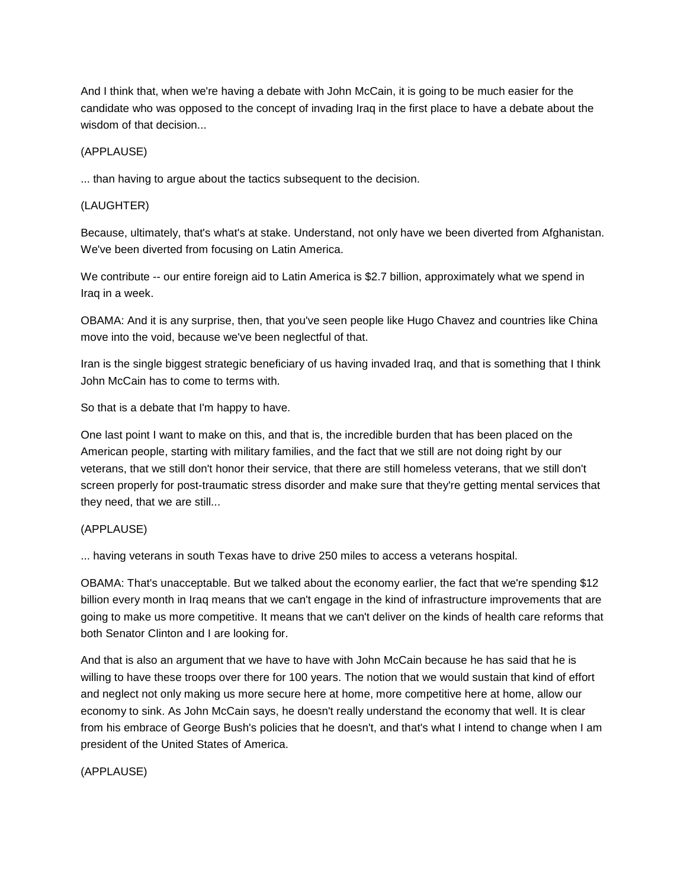And I think that, when we're having a debate with John McCain, it is going to be much easier for the candidate who was opposed to the concept of invading Iraq in the first place to have a debate about the wisdom of that decision...

(APPLAUSE)

... than having to argue about the tactics subsequent to the decision.

(LAUGHTER)

Because, ultimately, that's what's at stake. Understand, not only have we been diverted from Afghanistan. We've been diverted from focusing on Latin America.

We contribute -- our entire foreign aid to Latin America is $2.7 billion, approximately what we spend in Iraq in a week.

OBAMA: And it is any surprise, then, that you've seen people like Hugo Chavez and countries like China move into the void, because we've been neglectful of that.

Iran is the single biggest strategic beneficiary of us having invaded Iraq, and that is something that I think John McCain has to come to terms with.

So that is a debate that I'm happy to have.

One last point I want to make on this, and that is, the incredible burden that has been placed on the American people, starting with military families, and the fact that we still are not doing right by our veterans, that we still don't honor their service, that there are still homeless veterans, that we still don't screen properly for post-traumatic stress disorder and make sure that they're getting mental services that they need, that we are still...

(APPLAUSE)

... having veterans in south Texas have to drive 250 miles to access a veterans hospital.

OBAMA: That's unacceptable. But we talked about the economy earlier, the fact that we're spending $12 billion every month in Iraq means that we can't engage in the kind of infrastructure improvements that are going to make us more competitive. It means that we can't deliver on the kinds of health care reforms that both Senator Clinton and I are looking for.

And that is also an argument that we have to have with John McCain because he has said that he is willing to have these troops over there for 100 years. The notion that we would sustain that kind of effort and neglect not only making us more secure here at home, more competitive here at home, allow our economy to sink. As John McCain says, he doesn't really understand the economy that well. It is clear from his embrace of George Bush's policies that he doesn't, and that's what I intend to change when I am president of the United States of America.

(APPLAUSE)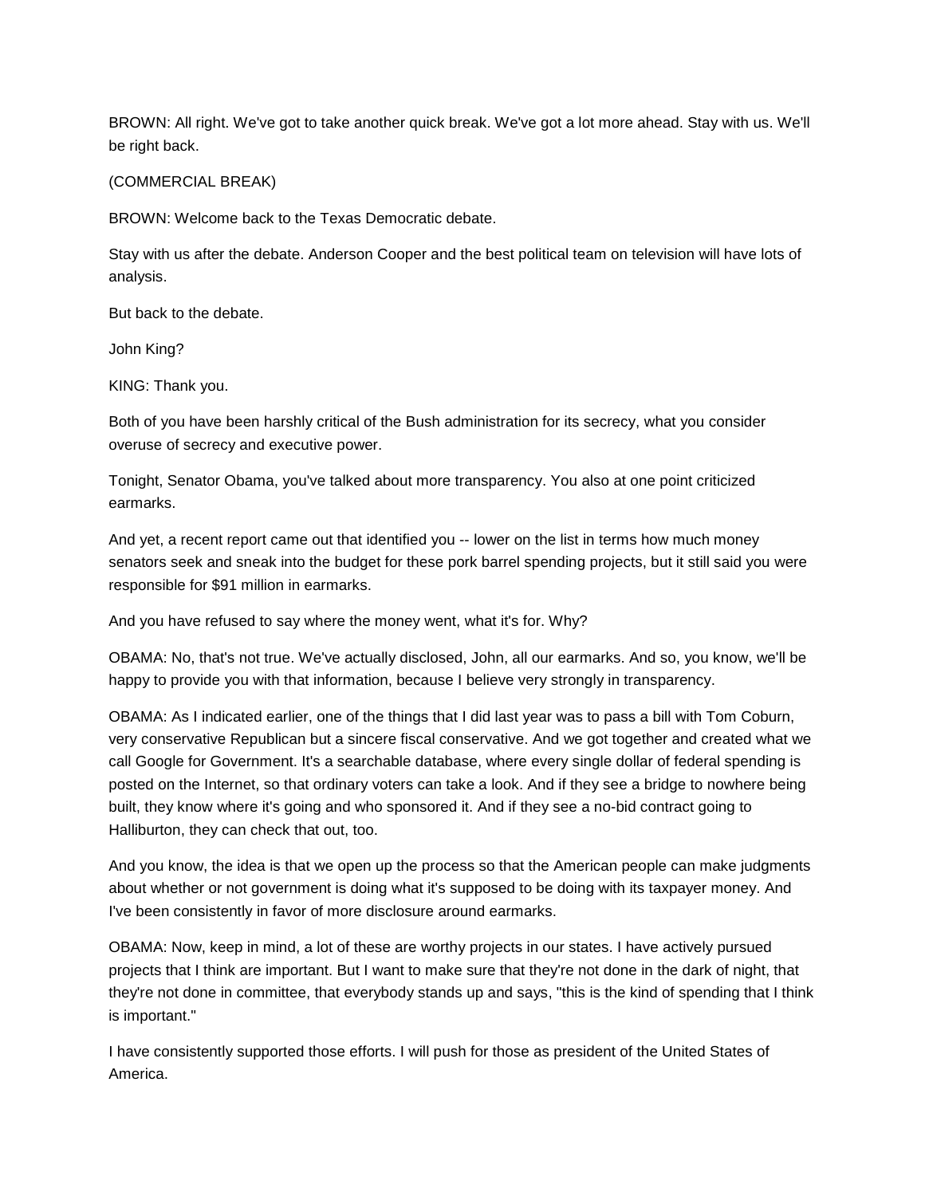BROWN: All right. We've got to take another quick break. We've got a lot more ahead. Stay with us. We'll be right back.

(COMMERCIAL BREAK)

BROWN: Welcome back to the Texas Democratic debate.

Stay with us after the debate. Anderson Cooper and the best political team on television will have lots of analysis.

But back to the debate.

John King?

KING: Thank you.

Both of you have been harshly critical of the Bush administration for its secrecy, what you consider overuse of secrecy and executive power.

Tonight, Senator Obama, you've talked about more transparency. You also at one point criticized earmarks.

And yet, a recent report came out that identified you -- lower on the list in terms how much money senators seek and sneak into the budget for these pork barrel spending projects, but it still said you were responsible for $91 million in earmarks.

And you have refused to say where the money went, what it's for. Why?

OBAMA: No, that's not true. We've actually disclosed, John, all our earmarks. And so, you know, we'll be happy to provide you with that information, because I believe very strongly in transparency.

OBAMA: As I indicated earlier, one of the things that I did last year was to pass a bill with Tom Coburn, very conservative Republican but a sincere fiscal conservative. And we got together and created what we call Google for Government. It's a searchable database, where every single dollar of federal spending is posted on the Internet, so that ordinary voters can take a look. And if they see a bridge to nowhere being built, they know where it's going and who sponsored it. And if they see a no-bid contract going to Halliburton, they can check that out, too.

And you know, the idea is that we open up the process so that the American people can make judgments about whether or not government is doing what it's supposed to be doing with its taxpayer money. And I've been consistently in favor of more disclosure around earmarks.

OBAMA: Now, keep in mind, a lot of these are worthy projects in our states. I have actively pursued projects that I think are important. But I want to make sure that they're not done in the dark of night, that they're not done in committee, that everybody stands up and says, "this is the kind of spending that I think is important."

I have consistently supported those efforts. I will push for those as president of the United States of America.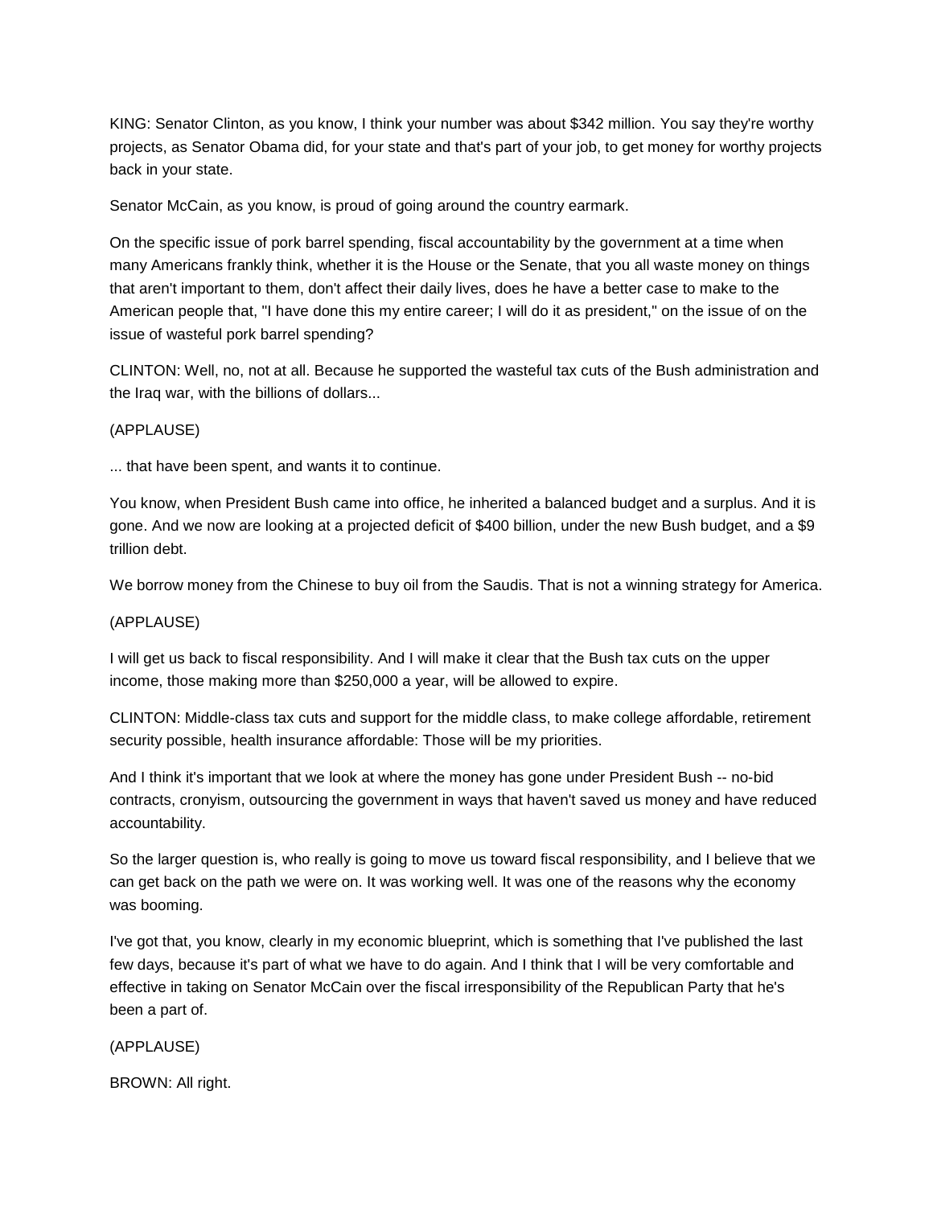KING: Senator Clinton, as you know, I think your number was about $342 million. You say they're worthy projects, as Senator Obama did, for your state and that's part of your job, to get money for worthy projects back in your state.

Senator McCain, as you know, is proud of going around the country earmark.

On the specific issue of pork barrel spending, fiscal accountability by the government at a time when many Americans frankly think, whether it is the House or the Senate, that you all waste money on things that aren't important to them, don't affect their daily lives, does he have a better case to make to the American people that, "I have done this my entire career; I will do it as president," on the issue of on the issue of wasteful pork barrel spending?

CLINTON: Well, no, not at all. Because he supported the wasteful tax cuts of the Bush administration and the Iraq war, with the billions of dollars...

(APPLAUSE)

... that have been spent, and wants it to continue.

You know, when President Bush came into office, he inherited a balanced budget and a surplus. And it is gone. And we now are looking at a projected deficit of $400 billion, under the new Bush budget, and a $9 trillion debt.

We borrow money from the Chinese to buy oil from the Saudis. That is not a winning strategy for America.

(APPLAUSE)

I will get us back to fiscal responsibility. And I will make it clear that the Bush tax cuts on the upper income, those making more than $250,000 a year, will be allowed to expire.

CLINTON: Middle-class tax cuts and support for the middle class, to make college affordable, retirement security possible, health insurance affordable: Those will be my priorities.

And I think it's important that we look at where the money has gone under President Bush -- no-bid contracts, cronyism, outsourcing the government in ways that haven't saved us money and have reduced accountability.

So the larger question is, who really is going to move us toward fiscal responsibility, and I believe that we can get back on the path we were on. It was working well. It was one of the reasons why the economy was booming.

I've got that, you know, clearly in my economic blueprint, which is something that I've published the last few days, because it's part of what we have to do again. And I think that I will be very comfortable and effective in taking on Senator McCain over the fiscal irresponsibility of the Republican Party that he's been a part of.

(APPLAUSE)

BROWN: All right.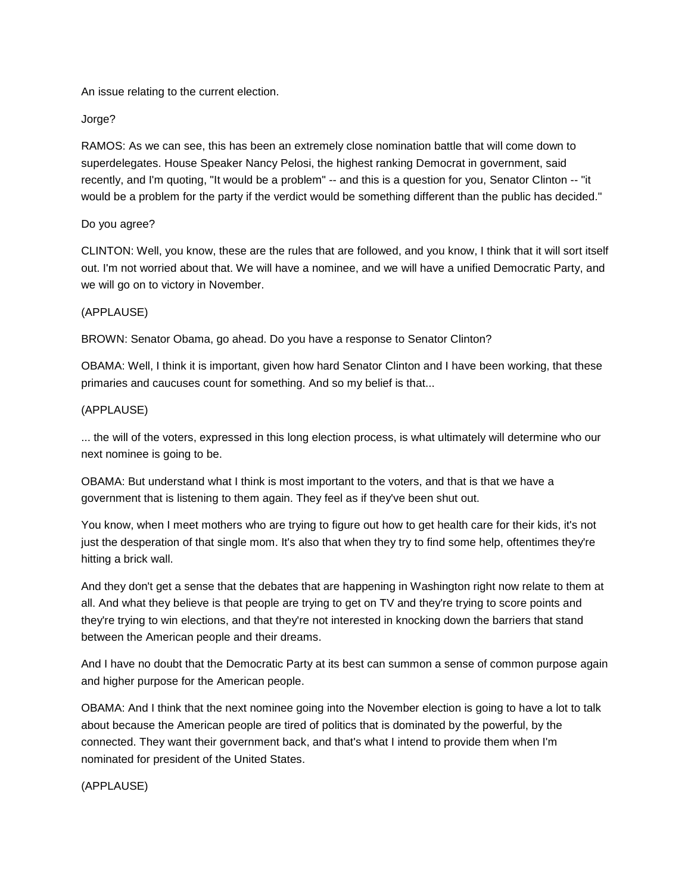An issue relating to the current election.

Jorge?

RAMOS: As we can see, this has been an extremely close nomination battle that will come down to superdelegates. House Speaker Nancy Pelosi, the highest ranking Democrat in government, said recently, and I'm quoting, "It would be a problem" -- and this is a question for you, Senator Clinton -- "it would be a problem for the party if the verdict would be something different than the public has decided."

Do you agree?

CLINTON: Well, you know, these are the rules that are followed, and you know, I think that it will sort itself out. I'm not worried about that. We will have a nominee, and we will have a unified Democratic Party, and we will go on to victory in November.

(APPLAUSE)

BROWN: Senator Obama, go ahead. Do you have a response to Senator Clinton?

OBAMA: Well, I think it is important, given how hard Senator Clinton and I have been working, that these primaries and caucuses count for something. And so my belief is that...

(APPLAUSE)

... the will of the voters, expressed in this long election process, is what ultimately will determine who our next nominee is going to be.

OBAMA: But understand what I think is most important to the voters, and that is that we have a government that is listening to them again. They feel as if they've been shut out.

You know, when I meet mothers who are trying to figure out how to get health care for their kids, it's not just the desperation of that single mom. It's also that when they try to find some help, oftentimes they're hitting a brick wall.

And they don't get a sense that the debates that are happening in Washington right now relate to them at all. And what they believe is that people are trying to get on TV and they're trying to score points and they're trying to win elections, and that they're not interested in knocking down the barriers that stand between the American people and their dreams.

And I have no doubt that the Democratic Party at its best can summon a sense of common purpose again and higher purpose for the American people.

OBAMA: And I think that the next nominee going into the November election is going to have a lot to talk about because the American people are tired of politics that is dominated by the powerful, by the connected. They want their government back, and that's what I intend to provide them when I'm nominated for president of the United States.

(APPLAUSE)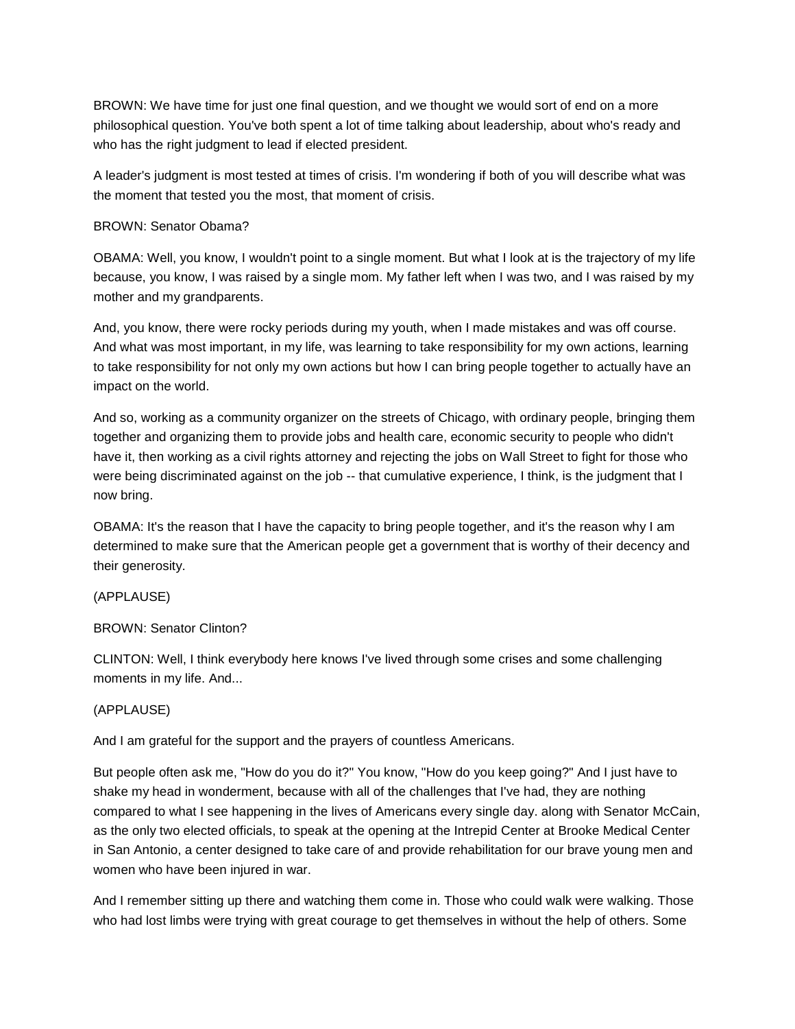BROWN: We have time for just one final question, and we thought we would sort of end on a more philosophical question. You've both spent a lot of time talking about leadership, about who's ready and who has the right judgment to lead if elected president.

A leader's judgment is most tested at times of crisis. I'm wondering if both of you will describe what was the moment that tested you the most, that moment of crisis.

BROWN: Senator Obama?

OBAMA: Well, you know, I wouldn't point to a single moment. But what I look at is the trajectory of my life because, you know, I was raised by a single mom. My father left when I was two, and I was raised by my mother and my grandparents.

And, you know, there were rocky periods during my youth, when I made mistakes and was off course. And what was most important, in my life, was learning to take responsibility for my own actions, learning to take responsibility for not only my own actions but how I can bring people together to actually have an impact on the world.

And so, working as a community organizer on the streets of Chicago, with ordinary people, bringing them together and organizing them to provide jobs and health care, economic security to people who didn't have it, then working as a civil rights attorney and rejecting the jobs on Wall Street to fight for those who were being discriminated against on the job -- that cumulative experience, I think, is the judgment that I now bring.

OBAMA: It's the reason that I have the capacity to bring people together, and it's the reason why I am determined to make sure that the American people get a government that is worthy of their decency and their generosity.

(APPLAUSE)

BROWN: Senator Clinton?

CLINTON: Well, I think everybody here knows I've lived through some crises and some challenging moments in my life. And...

(APPLAUSE)

And I am grateful for the support and the prayers of countless Americans.

But people often ask me, "How do you do it?" You know, "How do you keep going?" And I just have to shake my head in wonderment, because with all of the challenges that I've had, they are nothing compared to what I see happening in the lives of Americans every single day. along with Senator McCain, as the only two elected officials, to speak at the opening at the Intrepid Center at Brooke Medical Center in San Antonio, a center designed to take care of and provide rehabilitation for our brave young men and women who have been injured in war.

And I remember sitting up there and watching them come in. Those who could walk were walking. Those who had lost limbs were trying with great courage to get themselves in without the help of others. Some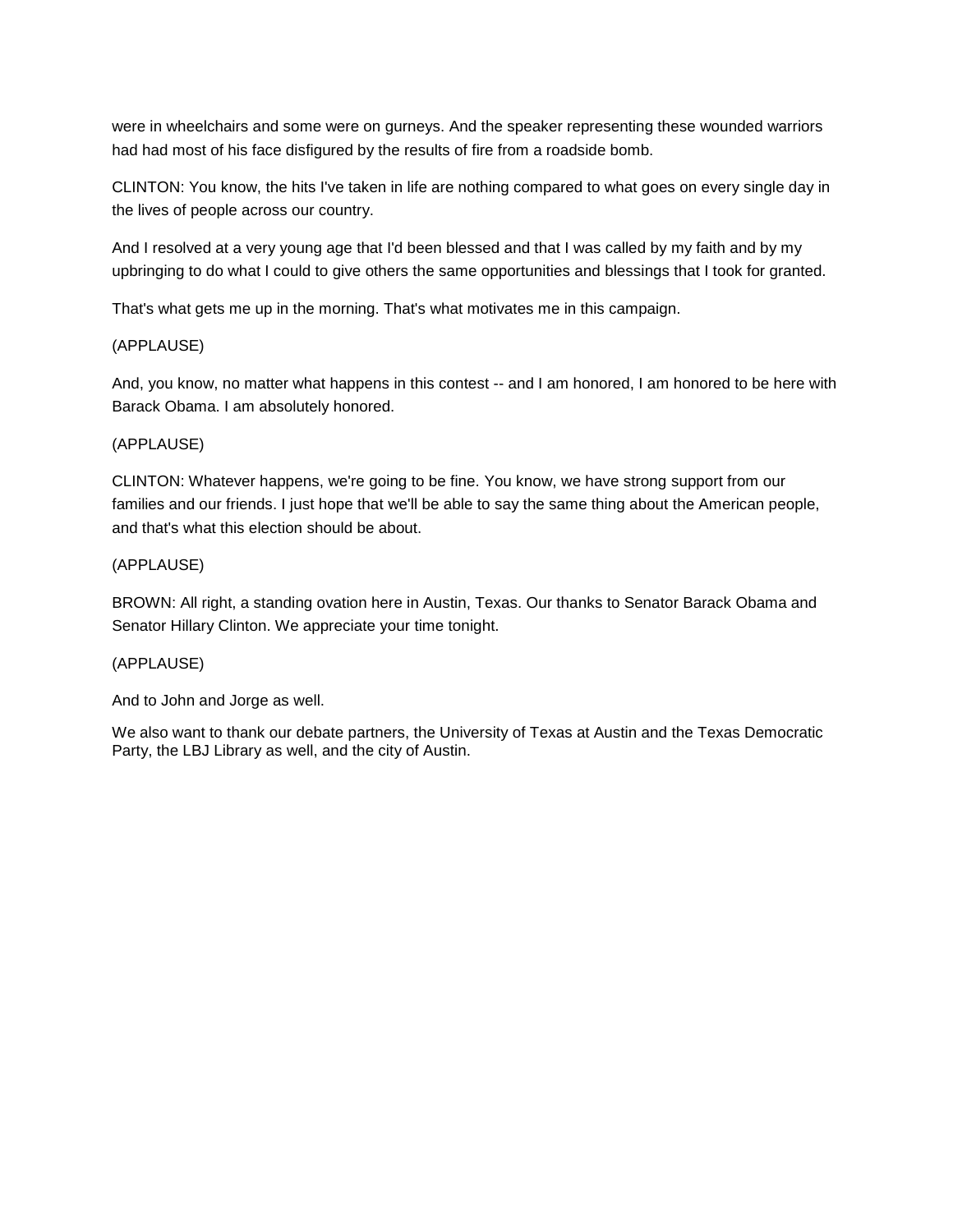were in wheelchairs and some were on gurneys. And the speaker representing these wounded warriors had had most of his face disfigured by the results of fire from a roadside bomb.

CLINTON: You know, the hits I've taken in life are nothing compared to what goes on every single day in the lives of people across our country.

And I resolved at a very young age that I'd been blessed and that I was called by my faith and by my upbringing to do what I could to give others the same opportunities and blessings that I took for granted.

That's what gets me up in the morning. That's what motivates me in this campaign.

(APPLAUSE)

And, you know, no matter what happens in this contest -- and I am honored, I am honored to be here with Barack Obama. I am absolutely honored.

(APPLAUSE)

CLINTON: Whatever happens, we're going to be fine. You know, we have strong support from our families and our friends. I just hope that we'll be able to say the same thing about the American people, and that's what this election should be about.

(APPLAUSE)

BROWN: All right, a standing ovation here in Austin, Texas. Our thanks to Senator Barack Obama and Senator Hillary Clinton. We appreciate your time tonight.

(APPLAUSE)

And to John and Jorge as well.

We also want to thank our debate partners, the University of Texas at Austin and the Texas Democratic Party, the LBJ Library as well, and the city of Austin.